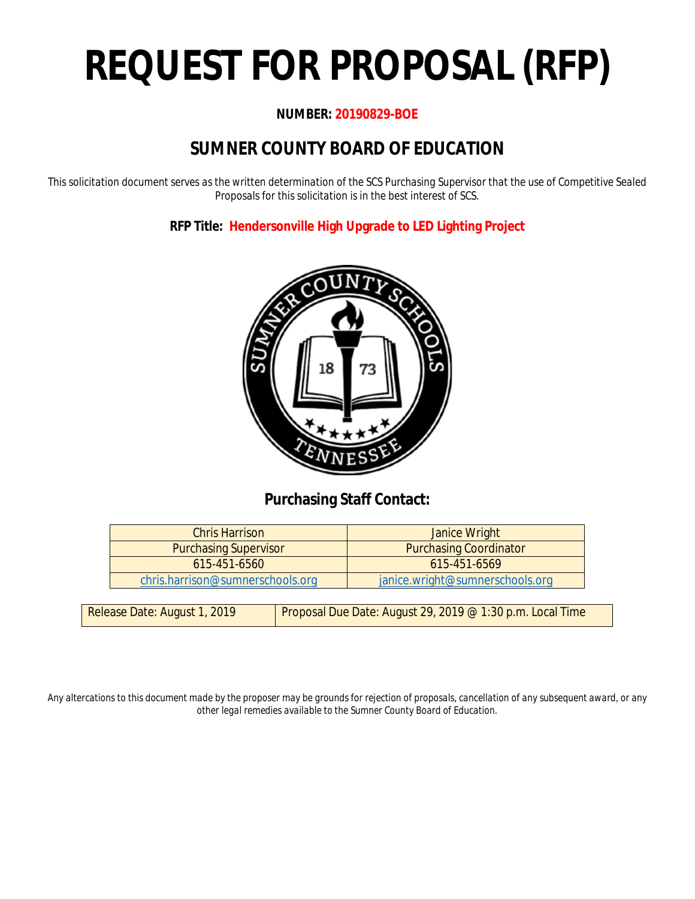# REQUEST FOR PROPOSAL (RFP)

**NUMBER: 20190829-BOE**

## SUMNER COUNTY BOARD OF EDUCATION

This solicitation document serves as the written determination of the SCS Purchasing Supervisor that the use of Competitive Sealed Proposals for this solicitation is in the best interest of SCS.

**RFP Title: Hendersonville High Upgrade to LED Lighting Project**

**Purchasing Staff Contact:**

| Chris Harrison | Janice Wright |
|---|---|
| Purchasing Supervisor | Purchasing Coordinator |
| 615-451-6560 | 615-451-6569 |
| chris.harrison@sumnerschools.org | janice.wright@sumnerschools.org |

| Release Date: August 1, 2019 | Proposal Due Date: August 29, 2019 @ 1:30 p.m. Local Time |
|---|---|

*Any altercations to this document made by the proposer may be grounds for rejection of proposals, cancellation of any subsequent award, or any other legal remedies available to the Sumner County Board of Education.*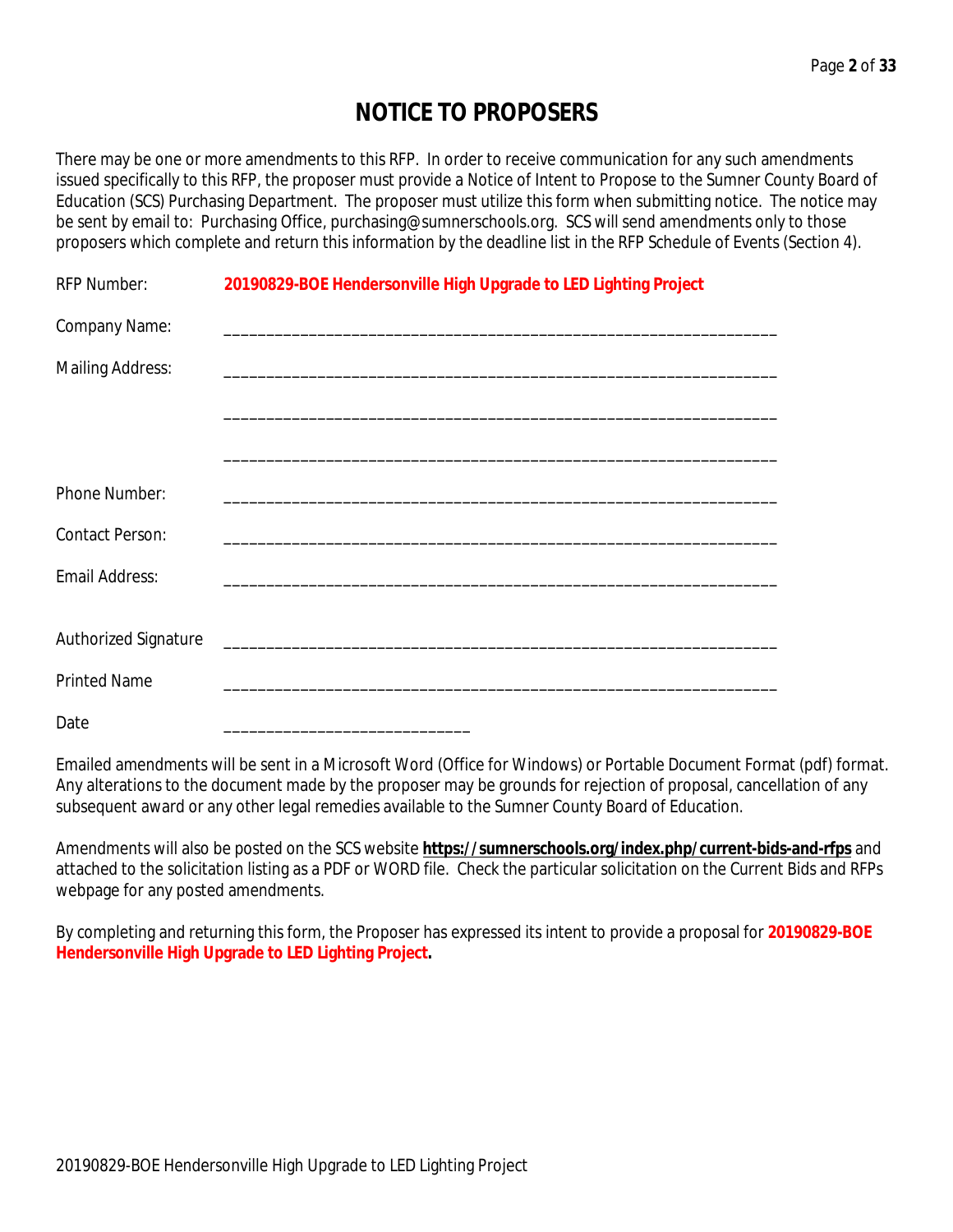# NOTICE TO PROPOSERS

There may be one or more amendments to this RFP. In order to receive communication for any such amendments issued specifically to this RFP, the proposer must provide a Notice of Intent to Propose to the Sumner County Board of Education (SCS) Purchasing Department. The proposer must utilize this form when submitting notice. The notice may be sent by email to: Purchasing Office, purchasing@sumnerschools.org. SCS will send amendments only to those proposers which complete and return this information by the deadline list in the RFP Schedule of Events (Section 4).

RFP Number: **20190829-BOE Hendersonville High Upgrade to LED Lighting Project**

Company Name: _______________________________________________________________

Mailing Address: _______________________________________________________________

_______________________________________________________________

_______________________________________________________________

Phone Number: _______________________________________________________________

Contact Person: _______________________________________________________________

Email Address: _______________________________________________________________

Authorized Signature _______________________________________________________________

Printed Name _______________________________________________________________

Date ____________________________

Emailed amendments will be sent in a Microsoft Word (Office for Windows) or Portable Document Format (pdf) format. Any alterations to the document made by the proposer may be grounds for rejection of proposal, cancellation of any subsequent award or any other legal remedies available to the Sumner County Board of Education.

Amendments will also be posted on the SCS website **https://sumnerschools.org/index.php/current-bids-and-rfps** and attached to the solicitation listing as a PDF or WORD file. Check the particular solicitation on the Current Bids and RFPs webpage for any posted amendments.

By completing and returning this form, the Proposer has expressed its intent to provide a proposal for **20190829-BOE Hendersonville High Upgrade to LED Lighting Project.**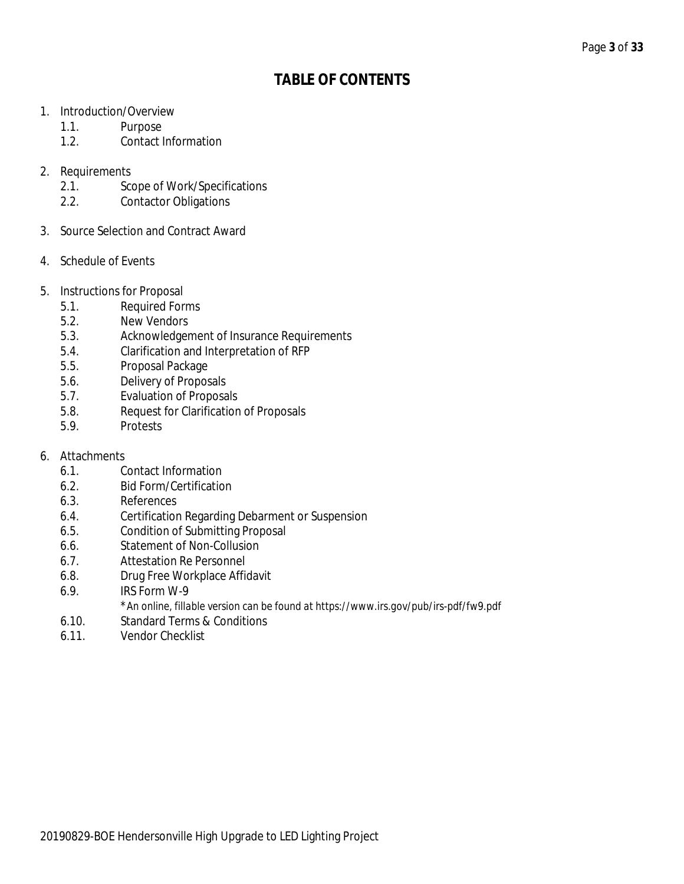# TABLE OF CONTENTS

1. Introduction/Overview
    - 1.1. Purpose
    - 1.2. Contact Information

2. Requirements
    - 2.1. Scope of Work/Specifications
    - 2.2. Contactor Obligations

3. Source Selection and Contract Award

4. Schedule of Events

5. Instructions for Proposal
    - 5.1. Required Forms
    - 5.2. New Vendors
    - 5.3. Acknowledgement of Insurance Requirements
    - 5.4. Clarification and Interpretation of RFP
    - 5.5. Proposal Package
    - 5.6. Delivery of Proposals
    - 5.7. Evaluation of Proposals
    - 5.8. Request for Clarification of Proposals
    - 5.9. Protests

6. Attachments
    - 6.1. Contact Information
    - 6.2. Bid Form/Certification
    - 6.3. References
    - 6.4. Certification Regarding Debarment or Suspension
    - 6.5. Condition of Submitting Proposal
    - 6.6. Statement of Non-Collusion
    - 6.7. Attestation Re Personnel
    - 6.8. Drug Free Workplace Affidavit
    - 6.9. IRS Form W-9
        - *An online, fillable version can be found at https://www.irs.gov/pub/irs-pdf/fw9.pdf
    - 6.10. Standard Terms & Conditions
    - 6.11. Vendor Checklist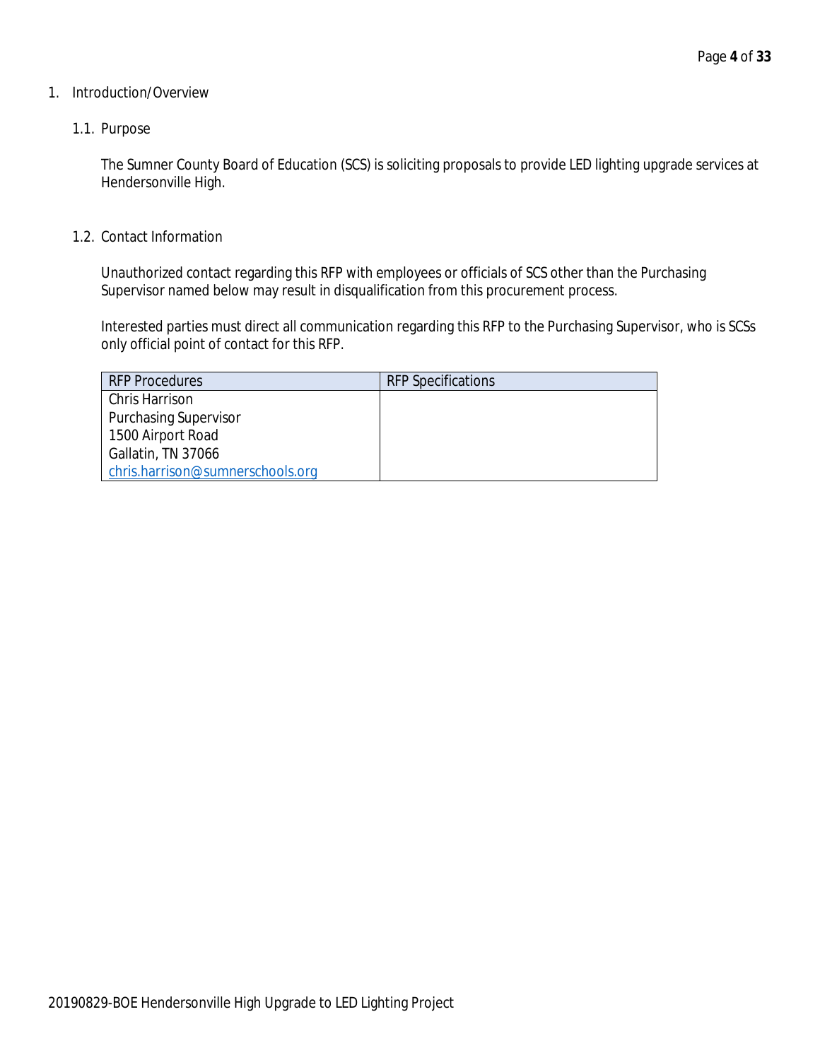# 1. Introduction/Overview

## 1.1. Purpose

The Sumner County Board of Education (SCS) is soliciting proposals to provide LED lighting upgrade services at Hendersonville High.

## 1.2. Contact Information

Unauthorized contact regarding this RFP with employees or officials of SCS other than the Purchasing Supervisor named below may result in disqualification from this procurement process.

Interested parties must direct all communication regarding this RFP to the Purchasing Supervisor, who is SCSs only official point of contact for this RFP.

| RFP Procedures | RFP Specifications |
|---|---|
| Chris Harrison<br>Purchasing Supervisor<br>1500 Airport Road<br>Gallatin, TN 37066<br>chris.harrison@sumnerschools.org | |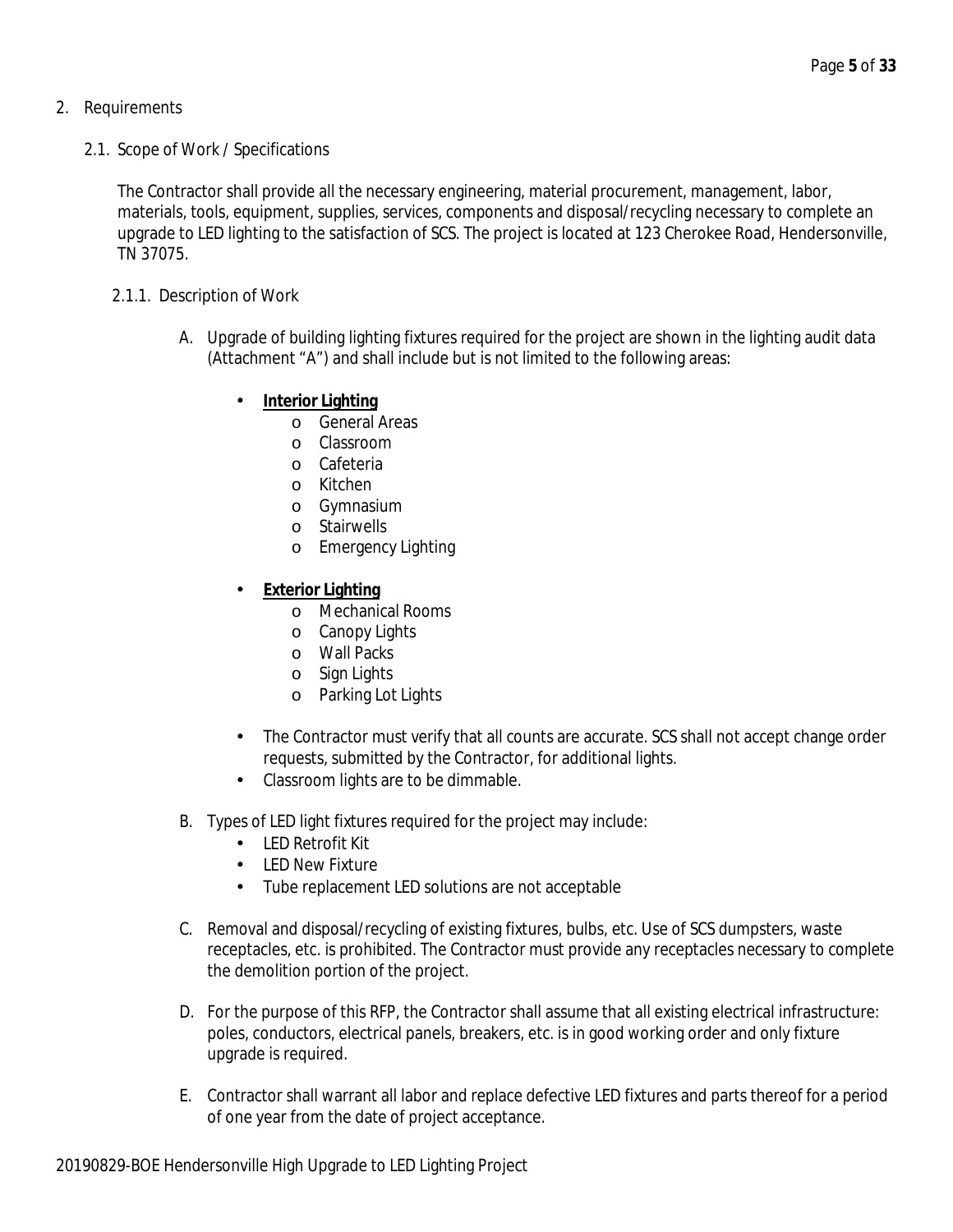## 2. Requirements

### 2.1. Scope of Work / Specifications

The Contractor shall provide all the necessary engineering, material procurement, management, labor, materials, tools, equipment, supplies, services, components and disposal/recycling necessary to complete an upgrade to LED lighting to the satisfaction of SCS. The project is located at 123 Cherokee Road, Hendersonville, TN 37075.

#### 2.1.1. Description of Work

A. Upgrade of building lighting fixtures required for the project are shown in the lighting audit data (Attachment "A") and shall include but is not limited to the following areas:

- **Interior Lighting**
  - General Areas
  - Classroom
  - Cafeteria
  - Kitchen
  - Gymnasium
  - Stairwells
  - Emergency Lighting

- **Exterior Lighting**
  - Mechanical Rooms
  - Canopy Lights
  - Wall Packs
  - Sign Lights
  - Parking Lot Lights

- The Contractor must verify that all counts are accurate. SCS shall not accept change order requests, submitted by the Contractor, for additional lights.
- Classroom lights are to be dimmable.

B. Types of LED light fixtures required for the project may include:

- LED Retrofit Kit
- LED New Fixture
- Tube replacement LED solutions are not acceptable

C. Removal and disposal/recycling of existing fixtures, bulbs, etc. Use of SCS dumpsters, waste receptacles, etc. is prohibited. The Contractor must provide any receptacles necessary to complete the demolition portion of the project.

D. For the purpose of this RFP, the Contractor shall assume that all existing electrical infrastructure: poles, conductors, electrical panels, breakers, etc. is in good working order and only fixture upgrade is required.

E. Contractor shall warrant all labor and replace defective LED fixtures and parts thereof for a period of one year from the date of project acceptance.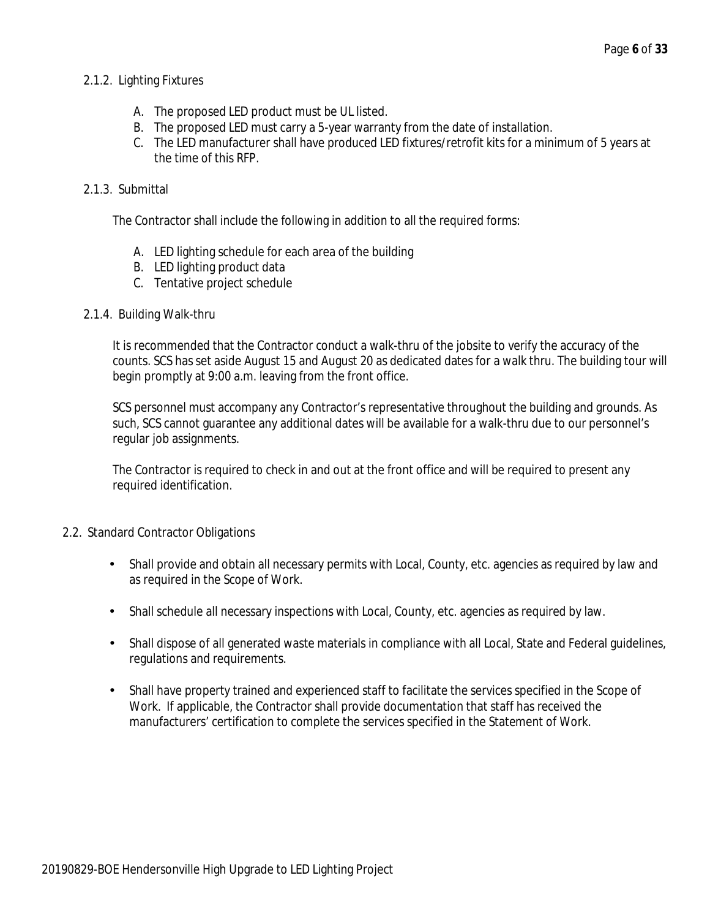#### 2.1.2. Lighting Fixtures

A. The proposed LED product must be UL listed.
B. The proposed LED must carry a 5-year warranty from the date of installation.
C. The LED manufacturer shall have produced LED fixtures/retrofit kits for a minimum of 5 years at the time of this RFP.

#### 2.1.3. Submittal

The Contractor shall include the following in addition to all the required forms:

A. LED lighting schedule for each area of the building
B. LED lighting product data
C. Tentative project schedule

#### 2.1.4. Building Walk-thru

It is recommended that the Contractor conduct a walk-thru of the jobsite to verify the accuracy of the counts. SCS has set aside August 15 and August 20 as dedicated dates for a walk thru. The building tour will begin promptly at 9:00 a.m. leaving from the front office.

SCS personnel must accompany any Contractor's representative throughout the building and grounds. As such, SCS cannot guarantee any additional dates will be available for a walk-thru due to our personnel's regular job assignments.

The Contractor is required to check in and out at the front office and will be required to present any required identification.

### 2.2. Standard Contractor Obligations

- Shall provide and obtain all necessary permits with Local, County, etc. agencies as required by law and as required in the Scope of Work.
- Shall schedule all necessary inspections with Local, County, etc. agencies as required by law.
- Shall dispose of all generated waste materials in compliance with all Local, State and Federal guidelines, regulations and requirements.
- Shall have property trained and experienced staff to facilitate the services specified in the Scope of Work. If applicable, the Contractor shall provide documentation that staff has received the manufacturers' certification to complete the services specified in the Statement of Work.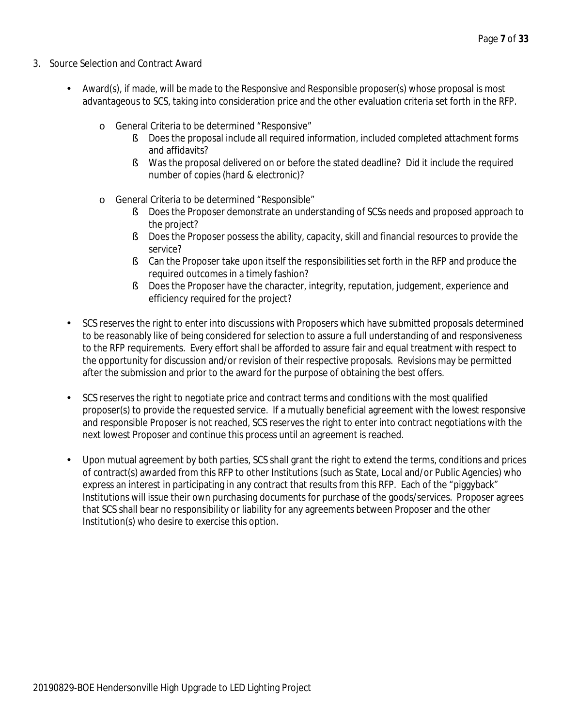3. Source Selection and Contract Award

- Award(s), if made, will be made to the Responsive and Responsible proposer(s) whose proposal is most advantageous to SCS, taking into consideration price and the other evaluation criteria set forth in the RFP.
  - General Criteria to be determined "Responsive"
    - Does the proposal include all required information, included completed attachment forms and affidavits?
    - Was the proposal delivered on or before the stated deadline? Did it include the required number of copies (hard & electronic)?
  - General Criteria to be determined "Responsible"
    - Does the Proposer demonstrate an understanding of SCSs needs and proposed approach to the project?
    - Does the Proposer possess the ability, capacity, skill and financial resources to provide the service?
    - Can the Proposer take upon itself the responsibilities set forth in the RFP and produce the required outcomes in a timely fashion?
    - Does the Proposer have the character, integrity, reputation, judgement, experience and efficiency required for the project?
- SCS reserves the right to enter into discussions with Proposers which have submitted proposals determined to be reasonably like of being considered for selection to assure a full understanding of and responsiveness to the RFP requirements. Every effort shall be afforded to assure fair and equal treatment with respect to the opportunity for discussion and/or revision of their respective proposals. Revisions may be permitted after the submission and prior to the award for the purpose of obtaining the best offers.
- SCS reserves the right to negotiate price and contract terms and conditions with the most qualified proposer(s) to provide the requested service. If a mutually beneficial agreement with the lowest responsive and responsible Proposer is not reached, SCS reserves the right to enter into contract negotiations with the next lowest Proposer and continue this process until an agreement is reached.
- Upon mutual agreement by both parties, SCS shall grant the right to extend the terms, conditions and prices of contract(s) awarded from this RFP to other Institutions (such as State, Local and/or Public Agencies) who express an interest in participating in any contract that results from this RFP. Each of the "piggyback" Institutions will issue their own purchasing documents for purchase of the goods/services. Proposer agrees that SCS shall bear no responsibility or liability for any agreements between Proposer and the other Institution(s) who desire to exercise this option.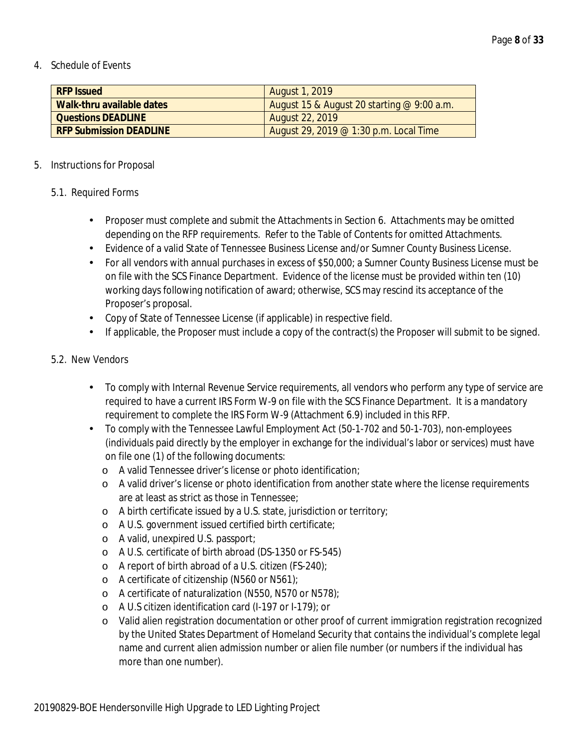4. Schedule of Events

| RFP Issued | August 1, 2019 |
|---|---|
| Walk-thru available dates | August 15 & August 20 starting @ 9:00 a.m. |
| Questions DEADLINE | August 22, 2019 |
| RFP Submission DEADLINE | August 29, 2019 @ 1:30 p.m. Local Time |

5. Instructions for Proposal

5.1. Required Forms

- Proposer must complete and submit the Attachments in Section 6. Attachments may be omitted depending on the RFP requirements. Refer to the Table of Contents for omitted Attachments.
- Evidence of a valid State of Tennessee Business License and/or Sumner County Business License.
- For all vendors with annual purchases in excess of $50,000; a Sumner County Business License must be on file with the SCS Finance Department. Evidence of the license must be provided within ten (10) working days following notification of award; otherwise, SCS may rescind its acceptance of the Proposer's proposal.
- Copy of State of Tennessee License (if applicable) in respective field.
- If applicable, the Proposer must include a copy of the contract(s) the Proposer will submit to be signed.

5.2. New Vendors

- To comply with Internal Revenue Service requirements, all vendors who perform any type of service are required to have a current IRS Form W-9 on file with the SCS Finance Department. It is a mandatory requirement to complete the IRS Form W-9 (Attachment 6.9) included in this RFP.
- To comply with the Tennessee Lawful Employment Act (50-1-702 and 50-1-703), non-employees (individuals paid directly by the employer in exchange for the individual's labor or services) must have on file one (1) of the following documents:
  - A valid Tennessee driver's license or photo identification;
  - A valid driver's license or photo identification from another state where the license requirements are at least as strict as those in Tennessee;
  - A birth certificate issued by a U.S. state, jurisdiction or territory;
  - A U.S. government issued certified birth certificate;
  - A valid, unexpired U.S. passport;
  - A U.S. certificate of birth abroad (DS-1350 or FS-545)
  - A report of birth abroad of a U.S. citizen (FS-240);
  - A certificate of citizenship (N560 or N561);
  - A certificate of naturalization (N550, N570 or N578);
  - A U.S citizen identification card (I-197 or I-179); or
  - Valid alien registration documentation or other proof of current immigration registration recognized by the United States Department of Homeland Security that contains the individual's complete legal name and current alien admission number or alien file number (or numbers if the individual has more than one number).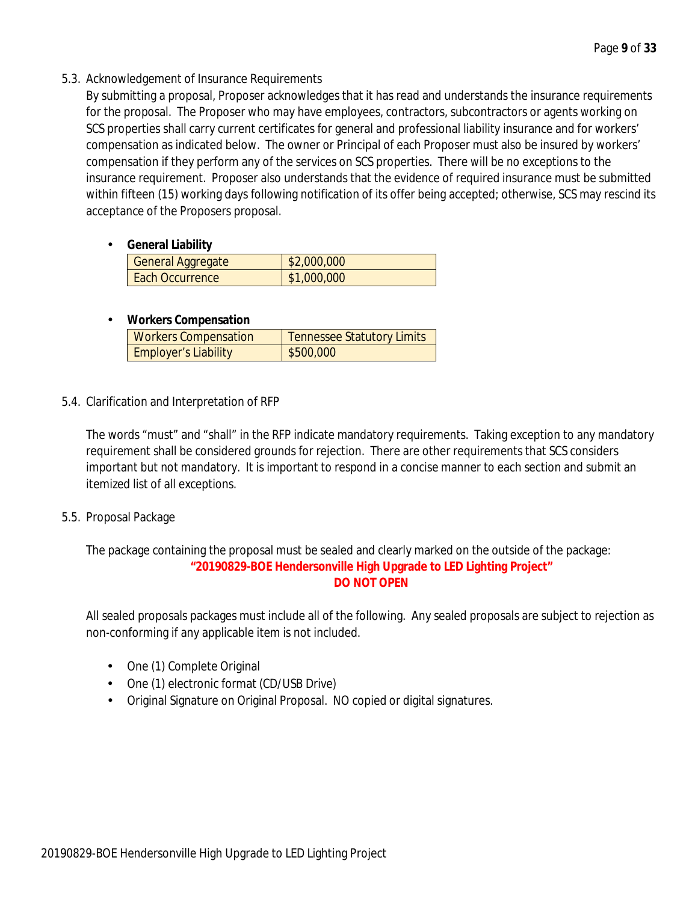## 5.3. Acknowledgement of Insurance Requirements

By submitting a proposal, Proposer acknowledges that it has read and understands the insurance requirements for the proposal. The Proposer who may have employees, contractors, subcontractors or agents working on SCS properties shall carry current certificates for general and professional liability insurance and for workers' compensation as indicated below. The owner or Principal of each Proposer must also be insured by workers' compensation if they perform any of the services on SCS properties. There will be no exceptions to the insurance requirement. Proposer also understands that the evidence of required insurance must be submitted within fifteen (15) working days following notification of its offer being accepted; otherwise, SCS may rescind its acceptance of the Proposers proposal.

- **General Liability**

| General Aggregate | $2,000,000 |
|---|---|
| Each Occurrence | $1,000,000 |

- **Workers Compensation**

| Workers Compensation | Tennessee Statutory Limits |
|---|---|
| Employer's Liability | $500,000 |

## 5.4. Clarification and Interpretation of RFP

The words "must" and "shall" in the RFP indicate mandatory requirements. Taking exception to any mandatory requirement shall be considered grounds for rejection. There are other requirements that SCS considers important but not mandatory. It is important to respond in a concise manner to each section and submit an itemized list of all exceptions.

## 5.5. Proposal Package

The package containing the proposal must be sealed and clearly marked on the outside of the package:

**"20190829-BOE Hendersonville High Upgrade to LED Lighting Project"**
**DO NOT OPEN**

All sealed proposals packages must include all of the following. Any sealed proposals are subject to rejection as non-conforming if any applicable item is not included.

- One (1) Complete Original
- One (1) electronic format (CD/USB Drive)
- Original Signature on Original Proposal. NO copied or digital signatures.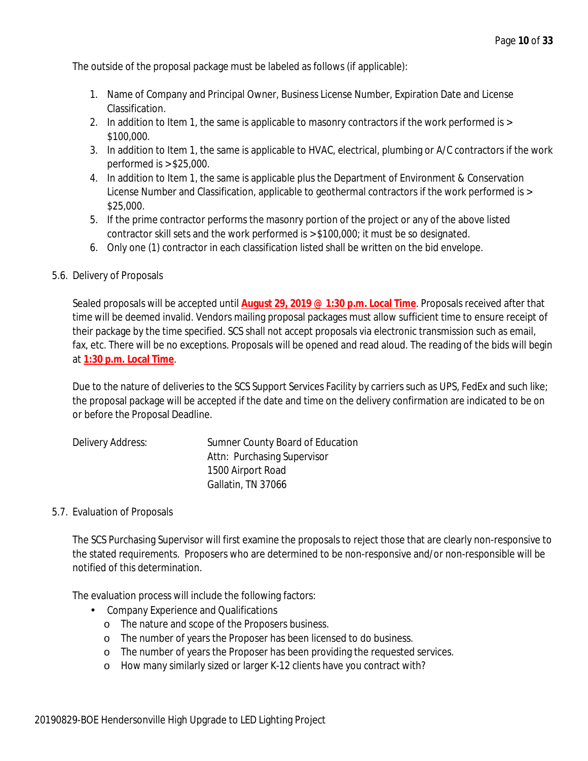The outside of the proposal package must be labeled as follows (if applicable):

1. Name of Company and Principal Owner, Business License Number, Expiration Date and License Classification.
2. In addition to Item 1, the same is applicable to masonry contractors if the work performed is > $100,000.
3. In addition to Item 1, the same is applicable to HVAC, electrical, plumbing or A/C contractors if the work performed is > $25,000.
4. In addition to Item 1, the same is applicable plus the Department of Environment & Conservation License Number and Classification, applicable to geothermal contractors if the work performed is > $25,000.
5. If the prime contractor performs the masonry portion of the project or any of the above listed contractor skill sets and the work performed is > $100,000; it must be so designated.
6. Only one (1) contractor in each classification listed shall be written on the bid envelope.

5.6. Delivery of Proposals

Sealed proposals will be accepted until **August 29, 2019 @ 1:30 p.m. Local Time**. Proposals received after that time will be deemed invalid. Vendors mailing proposal packages must allow sufficient time to ensure receipt of their package by the time specified. SCS shall not accept proposals via electronic transmission such as email, fax, etc. There will be no exceptions. Proposals will be opened and read aloud. The reading of the bids will begin at **1:30 p.m. Local Time**.

Due to the nature of deliveries to the SCS Support Services Facility by carriers such as UPS, FedEx and such like; the proposal package will be accepted if the date and time on the delivery confirmation are indicated to be on or before the Proposal Deadline.

Delivery Address:

Sumner County Board of Education
Attn: Purchasing Supervisor
1500 Airport Road
Gallatin, TN 37066

5.7. Evaluation of Proposals

The SCS Purchasing Supervisor will first examine the proposals to reject those that are clearly non-responsive to the stated requirements. Proposers who are determined to be non-responsive and/or non-responsible will be notified of this determination.

The evaluation process will include the following factors:

- Company Experience and Qualifications
  - The nature and scope of the Proposers business.
  - The number of years the Proposer has been licensed to do business.
  - The number of years the Proposer has been providing the requested services.
  - How many similarly sized or larger K-12 clients have you contract with?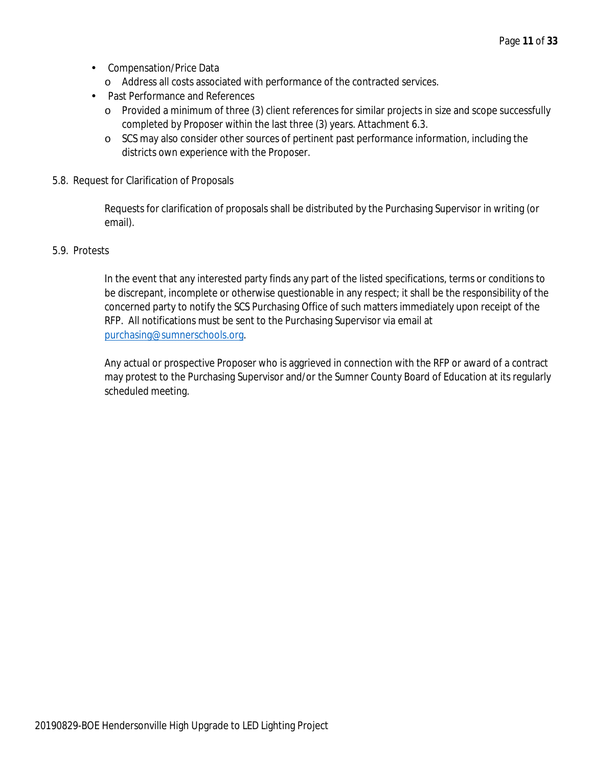- Compensation/Price Data
  - Address all costs associated with performance of the contracted services.
- Past Performance and References
  - Provided a minimum of three (3) client references for similar projects in size and scope successfully completed by Proposer within the last three (3) years. Attachment 6.3.
  - SCS may also consider other sources of pertinent past performance information, including the districts own experience with the Proposer.

### 5.8. Request for Clarification of Proposals

Requests for clarification of proposals shall be distributed by the Purchasing Supervisor in writing (or email).

### 5.9. Protests

In the event that any interested party finds any part of the listed specifications, terms or conditions to be discrepant, incomplete or otherwise questionable in any respect; it shall be the responsibility of the concerned party to notify the SCS Purchasing Office of such matters immediately upon receipt of the RFP. All notifications must be sent to the Purchasing Supervisor via email at purchasing@sumnerschools.org.

Any actual or prospective Proposer who is aggrieved in connection with the RFP or award of a contract may protest to the Purchasing Supervisor and/or the Sumner County Board of Education at its regularly scheduled meeting.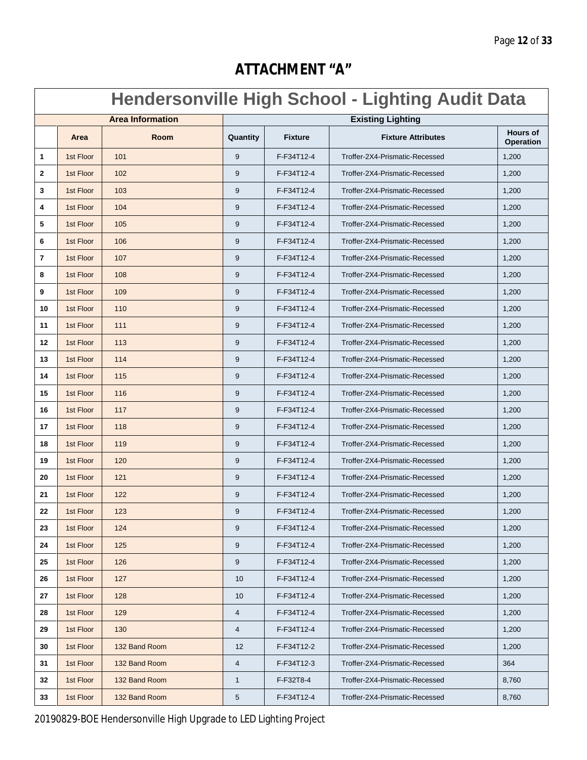# ATTACHMENT "A"

## Hendersonville High School - Lighting Audit Data

| | Area Information | | Existing Lighting | | | |
|---|---|---|---|---|---|---|
| | Area | Room | Quantity | Fixture | Fixture Attributes | Hours of Operation |
| 1 | 1st Floor | 101 | 9 | F-F34T12-4 | Troffer-2X4-Prismatic-Recessed | 1,200 |
| 2 | 1st Floor | 102 | 9 | F-F34T12-4 | Troffer-2X4-Prismatic-Recessed | 1,200 |
| 3 | 1st Floor | 103 | 9 | F-F34T12-4 | Troffer-2X4-Prismatic-Recessed | 1,200 |
| 4 | 1st Floor | 104 | 9 | F-F34T12-4 | Troffer-2X4-Prismatic-Recessed | 1,200 |
| 5 | 1st Floor | 105 | 9 | F-F34T12-4 | Troffer-2X4-Prismatic-Recessed | 1,200 |
| 6 | 1st Floor | 106 | 9 | F-F34T12-4 | Troffer-2X4-Prismatic-Recessed | 1,200 |
| 7 | 1st Floor | 107 | 9 | F-F34T12-4 | Troffer-2X4-Prismatic-Recessed | 1,200 |
| 8 | 1st Floor | 108 | 9 | F-F34T12-4 | Troffer-2X4-Prismatic-Recessed | 1,200 |
| 9 | 1st Floor | 109 | 9 | F-F34T12-4 | Troffer-2X4-Prismatic-Recessed | 1,200 |
| 10 | 1st Floor | 110 | 9 | F-F34T12-4 | Troffer-2X4-Prismatic-Recessed | 1,200 |
| 11 | 1st Floor | 111 | 9 | F-F34T12-4 | Troffer-2X4-Prismatic-Recessed | 1,200 |
| 12 | 1st Floor | 113 | 9 | F-F34T12-4 | Troffer-2X4-Prismatic-Recessed | 1,200 |
| 13 | 1st Floor | 114 | 9 | F-F34T12-4 | Troffer-2X4-Prismatic-Recessed | 1,200 |
| 14 | 1st Floor | 115 | 9 | F-F34T12-4 | Troffer-2X4-Prismatic-Recessed | 1,200 |
| 15 | 1st Floor | 116 | 9 | F-F34T12-4 | Troffer-2X4-Prismatic-Recessed | 1,200 |
| 16 | 1st Floor | 117 | 9 | F-F34T12-4 | Troffer-2X4-Prismatic-Recessed | 1,200 |
| 17 | 1st Floor | 118 | 9 | F-F34T12-4 | Troffer-2X4-Prismatic-Recessed | 1,200 |
| 18 | 1st Floor | 119 | 9 | F-F34T12-4 | Troffer-2X4-Prismatic-Recessed | 1,200 |
| 19 | 1st Floor | 120 | 9 | F-F34T12-4 | Troffer-2X4-Prismatic-Recessed | 1,200 |
| 20 | 1st Floor | 121 | 9 | F-F34T12-4 | Troffer-2X4-Prismatic-Recessed | 1,200 |
| 21 | 1st Floor | 122 | 9 | F-F34T12-4 | Troffer-2X4-Prismatic-Recessed | 1,200 |
| 22 | 1st Floor | 123 | 9 | F-F34T12-4 | Troffer-2X4-Prismatic-Recessed | 1,200 |
| 23 | 1st Floor | 124 | 9 | F-F34T12-4 | Troffer-2X4-Prismatic-Recessed | 1,200 |
| 24 | 1st Floor | 125 | 9 | F-F34T12-4 | Troffer-2X4-Prismatic-Recessed | 1,200 |
| 25 | 1st Floor | 126 | 9 | F-F34T12-4 | Troffer-2X4-Prismatic-Recessed | 1,200 |
| 26 | 1st Floor | 127 | 10 | F-F34T12-4 | Troffer-2X4-Prismatic-Recessed | 1,200 |
| 27 | 1st Floor | 128 | 10 | F-F34T12-4 | Troffer-2X4-Prismatic-Recessed | 1,200 |
| 28 | 1st Floor | 129 | 4 | F-F34T12-4 | Troffer-2X4-Prismatic-Recessed | 1,200 |
| 29 | 1st Floor | 130 | 4 | F-F34T12-4 | Troffer-2X4-Prismatic-Recessed | 1,200 |
| 30 | 1st Floor | 132 Band Room | 12 | F-F34T12-2 | Troffer-2X4-Prismatic-Recessed | 1,200 |
| 31 | 1st Floor | 132 Band Room | 4 | F-F34T12-3 | Troffer-2X4-Prismatic-Recessed | 364 |
| 32 | 1st Floor | 132 Band Room | 1 | F-F32T8-4 | Troffer-2X4-Prismatic-Recessed | 8,760 |
| 33 | 1st Floor | 132 Band Room | 5 | F-F34T12-4 | Troffer-2X4-Prismatic-Recessed | 8,760 |

20190829-BOE Hendersonville High Upgrade to LED Lighting Project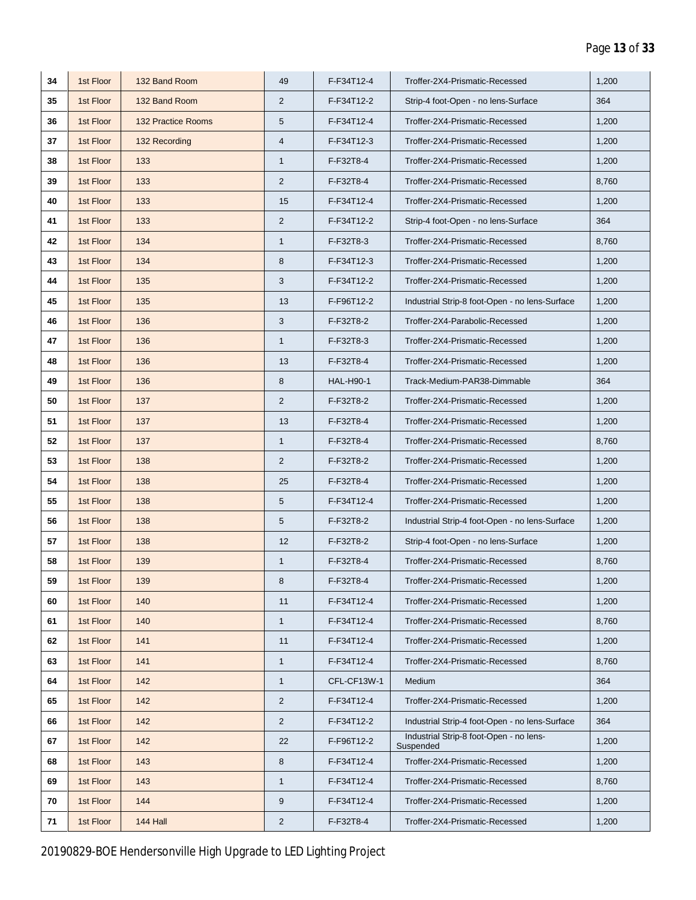| 34 | 1st Floor | 132 Band Room | 49 | F-F34T12-4 | Troffer-2X4-Prismatic-Recessed | 1,200 |
|---|---|---|---|---|---|---|
| 35 | 1st Floor | 132 Band Room | 2 | F-F34T12-2 | Strip-4 foot-Open - no lens-Surface | 364 |
| 36 | 1st Floor | 132 Practice Rooms | 5 | F-F34T12-4 | Troffer-2X4-Prismatic-Recessed | 1,200 |
| 37 | 1st Floor | 132 Recording | 4 | F-F34T12-3 | Troffer-2X4-Prismatic-Recessed | 1,200 |
| 38 | 1st Floor | 133 | 1 | F-F32T8-4 | Troffer-2X4-Prismatic-Recessed | 1,200 |
| 39 | 1st Floor | 133 | 2 | F-F32T8-4 | Troffer-2X4-Prismatic-Recessed | 8,760 |
| 40 | 1st Floor | 133 | 15 | F-F34T12-4 | Troffer-2X4-Prismatic-Recessed | 1,200 |
| 41 | 1st Floor | 133 | 2 | F-F34T12-2 | Strip-4 foot-Open - no lens-Surface | 364 |
| 42 | 1st Floor | 134 | 1 | F-F32T8-3 | Troffer-2X4-Prismatic-Recessed | 8,760 |
| 43 | 1st Floor | 134 | 8 | F-F34T12-3 | Troffer-2X4-Prismatic-Recessed | 1,200 |
| 44 | 1st Floor | 135 | 3 | F-F34T12-2 | Troffer-2X4-Prismatic-Recessed | 1,200 |
| 45 | 1st Floor | 135 | 13 | F-F96T12-2 | Industrial Strip-8 foot-Open - no lens-Surface | 1,200 |
| 46 | 1st Floor | 136 | 3 | F-F32T8-2 | Troffer-2X4-Parabolic-Recessed | 1,200 |
| 47 | 1st Floor | 136 | 1 | F-F32T8-3 | Troffer-2X4-Prismatic-Recessed | 1,200 |
| 48 | 1st Floor | 136 | 13 | F-F32T8-4 | Troffer-2X4-Prismatic-Recessed | 1,200 |
| 49 | 1st Floor | 136 | 8 | HAL-H90-1 | Track-Medium-PAR38-Dimmable | 364 |
| 50 | 1st Floor | 137 | 2 | F-F32T8-2 | Troffer-2X4-Prismatic-Recessed | 1,200 |
| 51 | 1st Floor | 137 | 13 | F-F32T8-4 | Troffer-2X4-Prismatic-Recessed | 1,200 |
| 52 | 1st Floor | 137 | 1 | F-F32T8-4 | Troffer-2X4-Prismatic-Recessed | 8,760 |
| 53 | 1st Floor | 138 | 2 | F-F32T8-2 | Troffer-2X4-Prismatic-Recessed | 1,200 |
| 54 | 1st Floor | 138 | 25 | F-F32T8-4 | Troffer-2X4-Prismatic-Recessed | 1,200 |
| 55 | 1st Floor | 138 | 5 | F-F34T12-4 | Troffer-2X4-Prismatic-Recessed | 1,200 |
| 56 | 1st Floor | 138 | 5 | F-F32T8-2 | Industrial Strip-4 foot-Open - no lens-Surface | 1,200 |
| 57 | 1st Floor | 138 | 12 | F-F32T8-2 | Strip-4 foot-Open - no lens-Surface | 1,200 |
| 58 | 1st Floor | 139 | 1 | F-F32T8-4 | Troffer-2X4-Prismatic-Recessed | 8,760 |
| 59 | 1st Floor | 139 | 8 | F-F32T8-4 | Troffer-2X4-Prismatic-Recessed | 1,200 |
| 60 | 1st Floor | 140 | 11 | F-F34T12-4 | Troffer-2X4-Prismatic-Recessed | 1,200 |
| 61 | 1st Floor | 140 | 1 | F-F34T12-4 | Troffer-2X4-Prismatic-Recessed | 8,760 |
| 62 | 1st Floor | 141 | 11 | F-F34T12-4 | Troffer-2X4-Prismatic-Recessed | 1,200 |
| 63 | 1st Floor | 141 | 1 | F-F34T12-4 | Troffer-2X4-Prismatic-Recessed | 8,760 |
| 64 | 1st Floor | 142 | 1 | CFL-CF13W-1 | Medium | 364 |
| 65 | 1st Floor | 142 | 2 | F-F34T12-4 | Troffer-2X4-Prismatic-Recessed | 1,200 |
| 66 | 1st Floor | 142 | 2 | F-F34T12-2 | Industrial Strip-4 foot-Open - no lens-Surface | 364 |
| 67 | 1st Floor | 142 | 22 | F-F96T12-2 | Industrial Strip-8 foot-Open - no lens-Suspended | 1,200 |
| 68 | 1st Floor | 143 | 8 | F-F34T12-4 | Troffer-2X4-Prismatic-Recessed | 1,200 |
| 69 | 1st Floor | 143 | 1 | F-F34T12-4 | Troffer-2X4-Prismatic-Recessed | 8,760 |
| 70 | 1st Floor | 144 | 9 | F-F34T12-4 | Troffer-2X4-Prismatic-Recessed | 1,200 |
| 71 | 1st Floor | 144 Hall | 2 | F-F32T8-4 | Troffer-2X4-Prismatic-Recessed | 1,200 |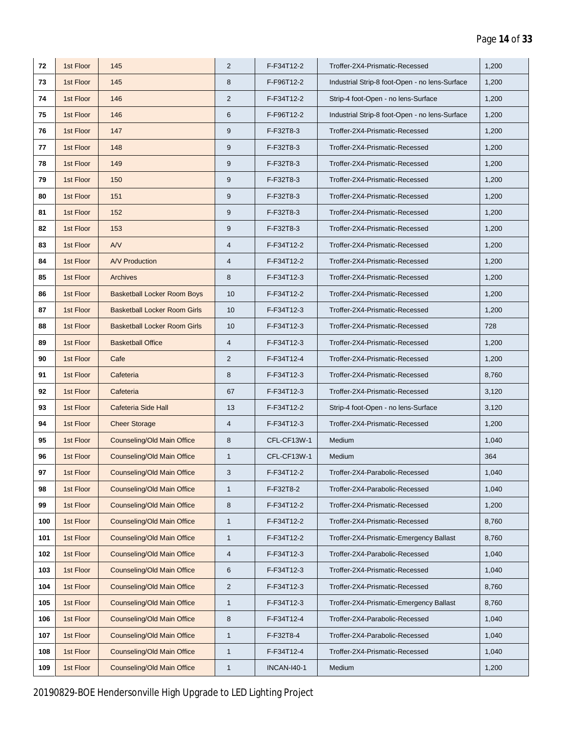| 72 | 1st Floor | 145 | 2 | F-F34T12-2 | Troffer-2X4-Prismatic-Recessed | 1,200 |
|---|---|---|---|---|---|---|
| 73 | 1st Floor | 145 | 8 | F-F96T12-2 | Industrial Strip-8 foot-Open - no lens-Surface | 1,200 |
| 74 | 1st Floor | 146 | 2 | F-F34T12-2 | Strip-4 foot-Open - no lens-Surface | 1,200 |
| 75 | 1st Floor | 146 | 6 | F-F96T12-2 | Industrial Strip-8 foot-Open - no lens-Surface | 1,200 |
| 76 | 1st Floor | 147 | 9 | F-F32T8-3 | Troffer-2X4-Prismatic-Recessed | 1,200 |
| 77 | 1st Floor | 148 | 9 | F-F32T8-3 | Troffer-2X4-Prismatic-Recessed | 1,200 |
| 78 | 1st Floor | 149 | 9 | F-F32T8-3 | Troffer-2X4-Prismatic-Recessed | 1,200 |
| 79 | 1st Floor | 150 | 9 | F-F32T8-3 | Troffer-2X4-Prismatic-Recessed | 1,200 |
| 80 | 1st Floor | 151 | 9 | F-F32T8-3 | Troffer-2X4-Prismatic-Recessed | 1,200 |
| 81 | 1st Floor | 152 | 9 | F-F32T8-3 | Troffer-2X4-Prismatic-Recessed | 1,200 |
| 82 | 1st Floor | 153 | 9 | F-F32T8-3 | Troffer-2X4-Prismatic-Recessed | 1,200 |
| 83 | 1st Floor | A/V | 4 | F-F34T12-2 | Troffer-2X4-Prismatic-Recessed | 1,200 |
| 84 | 1st Floor | A/V Production | 4 | F-F34T12-2 | Troffer-2X4-Prismatic-Recessed | 1,200 |
| 85 | 1st Floor | Archives | 8 | F-F34T12-3 | Troffer-2X4-Prismatic-Recessed | 1,200 |
| 86 | 1st Floor | Basketball Locker Room Boys | 10 | F-F34T12-2 | Troffer-2X4-Prismatic-Recessed | 1,200 |
| 87 | 1st Floor | Basketball Locker Room Girls | 10 | F-F34T12-3 | Troffer-2X4-Prismatic-Recessed | 1,200 |
| 88 | 1st Floor | Basketball Locker Room Girls | 10 | F-F34T12-3 | Troffer-2X4-Prismatic-Recessed | 728 |
| 89 | 1st Floor | Basketball Office | 4 | F-F34T12-3 | Troffer-2X4-Prismatic-Recessed | 1,200 |
| 90 | 1st Floor | Cafe | 2 | F-F34T12-4 | Troffer-2X4-Prismatic-Recessed | 1,200 |
| 91 | 1st Floor | Cafeteria | 8 | F-F34T12-3 | Troffer-2X4-Prismatic-Recessed | 8,760 |
| 92 | 1st Floor | Cafeteria | 67 | F-F34T12-3 | Troffer-2X4-Prismatic-Recessed | 3,120 |
| 93 | 1st Floor | Cafeteria Side Hall | 13 | F-F34T12-2 | Strip-4 foot-Open - no lens-Surface | 3,120 |
| 94 | 1st Floor | Cheer Storage | 4 | F-F34T12-3 | Troffer-2X4-Prismatic-Recessed | 1,200 |
| 95 | 1st Floor | Counseling/Old Main Office | 8 | CFL-CF13W-1 | Medium | 1,040 |
| 96 | 1st Floor | Counseling/Old Main Office | 1 | CFL-CF13W-1 | Medium | 364 |
| 97 | 1st Floor | Counseling/Old Main Office | 3 | F-F34T12-2 | Troffer-2X4-Parabolic-Recessed | 1,040 |
| 98 | 1st Floor | Counseling/Old Main Office | 1 | F-F32T8-2 | Troffer-2X4-Parabolic-Recessed | 1,040 |
| 99 | 1st Floor | Counseling/Old Main Office | 8 | F-F34T12-2 | Troffer-2X4-Prismatic-Recessed | 1,200 |
| 100 | 1st Floor | Counseling/Old Main Office | 1 | F-F34T12-2 | Troffer-2X4-Prismatic-Recessed | 8,760 |
| 101 | 1st Floor | Counseling/Old Main Office | 1 | F-F34T12-2 | Troffer-2X4-Prismatic-Emergency Ballast | 8,760 |
| 102 | 1st Floor | Counseling/Old Main Office | 4 | F-F34T12-3 | Troffer-2X4-Parabolic-Recessed | 1,040 |
| 103 | 1st Floor | Counseling/Old Main Office | 6 | F-F34T12-3 | Troffer-2X4-Prismatic-Recessed | 1,040 |
| 104 | 1st Floor | Counseling/Old Main Office | 2 | F-F34T12-3 | Troffer-2X4-Prismatic-Recessed | 8,760 |
| 105 | 1st Floor | Counseling/Old Main Office | 1 | F-F34T12-3 | Troffer-2X4-Prismatic-Emergency Ballast | 8,760 |
| 106 | 1st Floor | Counseling/Old Main Office | 8 | F-F34T12-4 | Troffer-2X4-Parabolic-Recessed | 1,040 |
| 107 | 1st Floor | Counseling/Old Main Office | 1 | F-F32T8-4 | Troffer-2X4-Parabolic-Recessed | 1,040 |
| 108 | 1st Floor | Counseling/Old Main Office | 1 | F-F34T12-4 | Troffer-2X4-Prismatic-Recessed | 1,040 |
| 109 | 1st Floor | Counseling/Old Main Office | 1 | INCAN-I40-1 | Medium | 1,200 |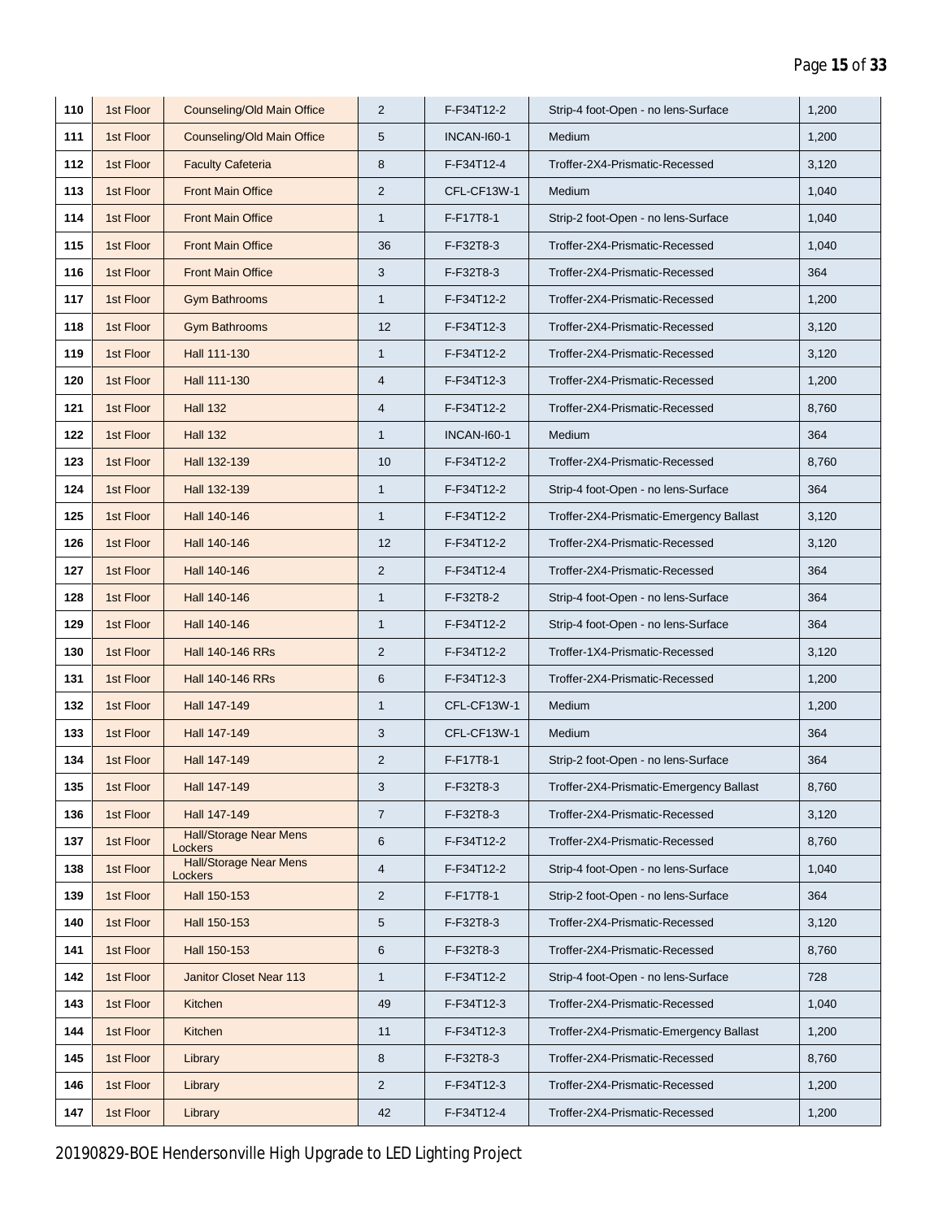| 110 | 1st Floor | Counseling/Old Main Office | 2 | F-F34T12-2 | Strip-4 foot-Open - no lens-Surface | 1,200 |
|---|---|---|---|---|---|---|
| 111 | 1st Floor | Counseling/Old Main Office | 5 | INCAN-I60-1 | Medium | 1,200 |
| 112 | 1st Floor | Faculty Cafeteria | 8 | F-F34T12-4 | Troffer-2X4-Prismatic-Recessed | 3,120 |
| 113 | 1st Floor | Front Main Office | 2 | CFL-CF13W-1 | Medium | 1,040 |
| 114 | 1st Floor | Front Main Office | 1 | F-F17T8-1 | Strip-2 foot-Open - no lens-Surface | 1,040 |
| 115 | 1st Floor | Front Main Office | 36 | F-F32T8-3 | Troffer-2X4-Prismatic-Recessed | 1,040 |
| 116 | 1st Floor | Front Main Office | 3 | F-F32T8-3 | Troffer-2X4-Prismatic-Recessed | 364 |
| 117 | 1st Floor | Gym Bathrooms | 1 | F-F34T12-2 | Troffer-2X4-Prismatic-Recessed | 1,200 |
| 118 | 1st Floor | Gym Bathrooms | 12 | F-F34T12-3 | Troffer-2X4-Prismatic-Recessed | 3,120 |
| 119 | 1st Floor | Hall 111-130 | 1 | F-F34T12-2 | Troffer-2X4-Prismatic-Recessed | 3,120 |
| 120 | 1st Floor | Hall 111-130 | 4 | F-F34T12-3 | Troffer-2X4-Prismatic-Recessed | 1,200 |
| 121 | 1st Floor | Hall 132 | 4 | F-F34T12-2 | Troffer-2X4-Prismatic-Recessed | 8,760 |
| 122 | 1st Floor | Hall 132 | 1 | INCAN-I60-1 | Medium | 364 |
| 123 | 1st Floor | Hall 132-139 | 10 | F-F34T12-2 | Troffer-2X4-Prismatic-Recessed | 8,760 |
| 124 | 1st Floor | Hall 132-139 | 1 | F-F34T12-2 | Strip-4 foot-Open - no lens-Surface | 364 |
| 125 | 1st Floor | Hall 140-146 | 1 | F-F34T12-2 | Troffer-2X4-Prismatic-Emergency Ballast | 3,120 |
| 126 | 1st Floor | Hall 140-146 | 12 | F-F34T12-2 | Troffer-2X4-Prismatic-Recessed | 3,120 |
| 127 | 1st Floor | Hall 140-146 | 2 | F-F34T12-4 | Troffer-2X4-Prismatic-Recessed | 364 |
| 128 | 1st Floor | Hall 140-146 | 1 | F-F32T8-2 | Strip-4 foot-Open - no lens-Surface | 364 |
| 129 | 1st Floor | Hall 140-146 | 1 | F-F34T12-2 | Strip-4 foot-Open - no lens-Surface | 364 |
| 130 | 1st Floor | Hall 140-146 RRs | 2 | F-F34T12-2 | Troffer-1X4-Prismatic-Recessed | 3,120 |
| 131 | 1st Floor | Hall 140-146 RRs | 6 | F-F34T12-3 | Troffer-2X4-Prismatic-Recessed | 1,200 |
| 132 | 1st Floor | Hall 147-149 | 1 | CFL-CF13W-1 | Medium | 1,200 |
| 133 | 1st Floor | Hall 147-149 | 3 | CFL-CF13W-1 | Medium | 364 |
| 134 | 1st Floor | Hall 147-149 | 2 | F-F17T8-1 | Strip-2 foot-Open - no lens-Surface | 364 |
| 135 | 1st Floor | Hall 147-149 | 3 | F-F32T8-3 | Troffer-2X4-Prismatic-Emergency Ballast | 8,760 |
| 136 | 1st Floor | Hall 147-149 | 7 | F-F32T8-3 | Troffer-2X4-Prismatic-Recessed | 3,120 |
| 137 | 1st Floor | Hall/Storage Near Mens Lockers | 6 | F-F34T12-2 | Troffer-2X4-Prismatic-Recessed | 8,760 |
| 138 | 1st Floor | Hall/Storage Near Mens Lockers | 4 | F-F34T12-2 | Strip-4 foot-Open - no lens-Surface | 1,040 |
| 139 | 1st Floor | Hall 150-153 | 2 | F-F17T8-1 | Strip-2 foot-Open - no lens-Surface | 364 |
| 140 | 1st Floor | Hall 150-153 | 5 | F-F32T8-3 | Troffer-2X4-Prismatic-Recessed | 3,120 |
| 141 | 1st Floor | Hall 150-153 | 6 | F-F32T8-3 | Troffer-2X4-Prismatic-Recessed | 8,760 |
| 142 | 1st Floor | Janitor Closet Near 113 | 1 | F-F34T12-2 | Strip-4 foot-Open - no lens-Surface | 728 |
| 143 | 1st Floor | Kitchen | 49 | F-F34T12-3 | Troffer-2X4-Prismatic-Recessed | 1,040 |
| 144 | 1st Floor | Kitchen | 11 | F-F34T12-3 | Troffer-2X4-Prismatic-Emergency Ballast | 1,200 |
| 145 | 1st Floor | Library | 8 | F-F32T8-3 | Troffer-2X4-Prismatic-Recessed | 8,760 |
| 146 | 1st Floor | Library | 2 | F-F34T12-3 | Troffer-2X4-Prismatic-Recessed | 1,200 |
| 147 | 1st Floor | Library | 42 | F-F34T12-4 | Troffer-2X4-Prismatic-Recessed | 1,200 |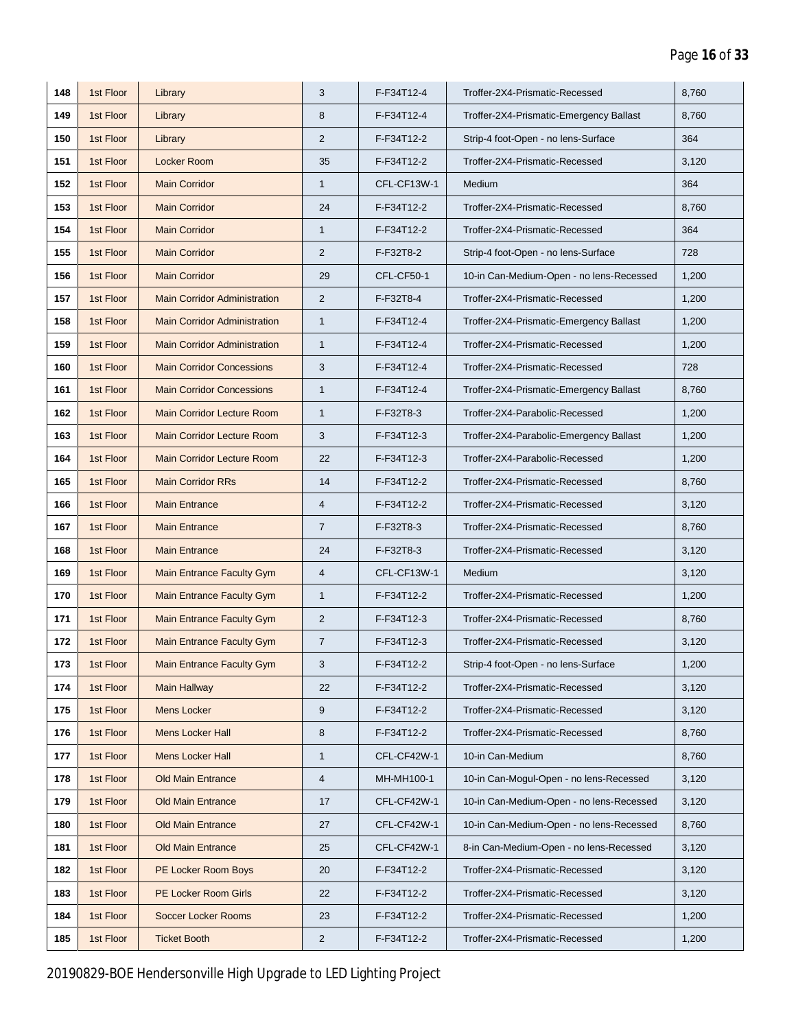| 148 | 1st Floor | Library | 3 | F-F34T12-4 | Troffer-2X4-Prismatic-Recessed | 8,760 |
|---|---|---|---|---|---|---|
| 149 | 1st Floor | Library | 8 | F-F34T12-4 | Troffer-2X4-Prismatic-Emergency Ballast | 8,760 |
| 150 | 1st Floor | Library | 2 | F-F34T12-2 | Strip-4 foot-Open - no lens-Surface | 364 |
| 151 | 1st Floor | Locker Room | 35 | F-F34T12-2 | Troffer-2X4-Prismatic-Recessed | 3,120 |
| 152 | 1st Floor | Main Corridor | 1 | CFL-CF13W-1 | Medium | 364 |
| 153 | 1st Floor | Main Corridor | 24 | F-F34T12-2 | Troffer-2X4-Prismatic-Recessed | 8,760 |
| 154 | 1st Floor | Main Corridor | 1 | F-F34T12-2 | Troffer-2X4-Prismatic-Recessed | 364 |
| 155 | 1st Floor | Main Corridor | 2 | F-F32T8-2 | Strip-4 foot-Open - no lens-Surface | 728 |
| 156 | 1st Floor | Main Corridor | 29 | CFL-CF50-1 | 10-in Can-Medium-Open - no lens-Recessed | 1,200 |
| 157 | 1st Floor | Main Corridor Administration | 2 | F-F32T8-4 | Troffer-2X4-Prismatic-Recessed | 1,200 |
| 158 | 1st Floor | Main Corridor Administration | 1 | F-F34T12-4 | Troffer-2X4-Prismatic-Emergency Ballast | 1,200 |
| 159 | 1st Floor | Main Corridor Administration | 1 | F-F34T12-4 | Troffer-2X4-Prismatic-Recessed | 1,200 |
| 160 | 1st Floor | Main Corridor Concessions | 3 | F-F34T12-4 | Troffer-2X4-Prismatic-Recessed | 728 |
| 161 | 1st Floor | Main Corridor Concessions | 1 | F-F34T12-4 | Troffer-2X4-Prismatic-Emergency Ballast | 8,760 |
| 162 | 1st Floor | Main Corridor Lecture Room | 1 | F-F32T8-3 | Troffer-2X4-Parabolic-Recessed | 1,200 |
| 163 | 1st Floor | Main Corridor Lecture Room | 3 | F-F34T12-3 | Troffer-2X4-Parabolic-Emergency Ballast | 1,200 |
| 164 | 1st Floor | Main Corridor Lecture Room | 22 | F-F34T12-3 | Troffer-2X4-Parabolic-Recessed | 1,200 |
| 165 | 1st Floor | Main Corridor RRs | 14 | F-F34T12-2 | Troffer-2X4-Prismatic-Recessed | 8,760 |
| 166 | 1st Floor | Main Entrance | 4 | F-F34T12-2 | Troffer-2X4-Prismatic-Recessed | 3,120 |
| 167 | 1st Floor | Main Entrance | 7 | F-F32T8-3 | Troffer-2X4-Prismatic-Recessed | 8,760 |
| 168 | 1st Floor | Main Entrance | 24 | F-F32T8-3 | Troffer-2X4-Prismatic-Recessed | 3,120 |
| 169 | 1st Floor | Main Entrance Faculty Gym | 4 | CFL-CF13W-1 | Medium | 3,120 |
| 170 | 1st Floor | Main Entrance Faculty Gym | 1 | F-F34T12-2 | Troffer-2X4-Prismatic-Recessed | 1,200 |
| 171 | 1st Floor | Main Entrance Faculty Gym | 2 | F-F34T12-3 | Troffer-2X4-Prismatic-Recessed | 8,760 |
| 172 | 1st Floor | Main Entrance Faculty Gym | 7 | F-F34T12-3 | Troffer-2X4-Prismatic-Recessed | 3,120 |
| 173 | 1st Floor | Main Entrance Faculty Gym | 3 | F-F34T12-2 | Strip-4 foot-Open - no lens-Surface | 1,200 |
| 174 | 1st Floor | Main Hallway | 22 | F-F34T12-2 | Troffer-2X4-Prismatic-Recessed | 3,120 |
| 175 | 1st Floor | Mens Locker | 9 | F-F34T12-2 | Troffer-2X4-Prismatic-Recessed | 3,120 |
| 176 | 1st Floor | Mens Locker Hall | 8 | F-F34T12-2 | Troffer-2X4-Prismatic-Recessed | 8,760 |
| 177 | 1st Floor | Mens Locker Hall | 1 | CFL-CF42W-1 | 10-in Can-Medium | 8,760 |
| 178 | 1st Floor | Old Main Entrance | 4 | MH-MH100-1 | 10-in Can-Mogul-Open - no lens-Recessed | 3,120 |
| 179 | 1st Floor | Old Main Entrance | 17 | CFL-CF42W-1 | 10-in Can-Medium-Open - no lens-Recessed | 3,120 |
| 180 | 1st Floor | Old Main Entrance | 27 | CFL-CF42W-1 | 10-in Can-Medium-Open - no lens-Recessed | 8,760 |
| 181 | 1st Floor | Old Main Entrance | 25 | CFL-CF42W-1 | 8-in Can-Medium-Open - no lens-Recessed | 3,120 |
| 182 | 1st Floor | PE Locker Room Boys | 20 | F-F34T12-2 | Troffer-2X4-Prismatic-Recessed | 3,120 |
| 183 | 1st Floor | PE Locker Room Girls | 22 | F-F34T12-2 | Troffer-2X4-Prismatic-Recessed | 3,120 |
| 184 | 1st Floor | Soccer Locker Rooms | 23 | F-F34T12-2 | Troffer-2X4-Prismatic-Recessed | 1,200 |
| 185 | 1st Floor | Ticket Booth | 2 | F-F34T12-2 | Troffer-2X4-Prismatic-Recessed | 1,200 |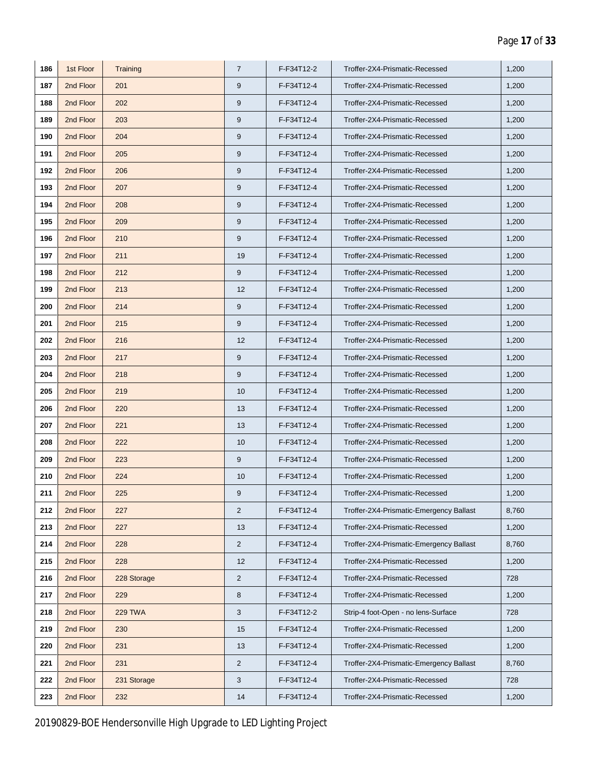| | | | | | | |
|---|---|---|---|---|---|---|
| 186 | 1st Floor | Training | 7 | F-F34T12-2 | Troffer-2X4-Prismatic-Recessed | 1,200 |
| 187 | 2nd Floor | 201 | 9 | F-F34T12-4 | Troffer-2X4-Prismatic-Recessed | 1,200 |
| 188 | 2nd Floor | 202 | 9 | F-F34T12-4 | Troffer-2X4-Prismatic-Recessed | 1,200 |
| 189 | 2nd Floor | 203 | 9 | F-F34T12-4 | Troffer-2X4-Prismatic-Recessed | 1,200 |
| 190 | 2nd Floor | 204 | 9 | F-F34T12-4 | Troffer-2X4-Prismatic-Recessed | 1,200 |
| 191 | 2nd Floor | 205 | 9 | F-F34T12-4 | Troffer-2X4-Prismatic-Recessed | 1,200 |
| 192 | 2nd Floor | 206 | 9 | F-F34T12-4 | Troffer-2X4-Prismatic-Recessed | 1,200 |
| 193 | 2nd Floor | 207 | 9 | F-F34T12-4 | Troffer-2X4-Prismatic-Recessed | 1,200 |
| 194 | 2nd Floor | 208 | 9 | F-F34T12-4 | Troffer-2X4-Prismatic-Recessed | 1,200 |
| 195 | 2nd Floor | 209 | 9 | F-F34T12-4 | Troffer-2X4-Prismatic-Recessed | 1,200 |
| 196 | 2nd Floor | 210 | 9 | F-F34T12-4 | Troffer-2X4-Prismatic-Recessed | 1,200 |
| 197 | 2nd Floor | 211 | 19 | F-F34T12-4 | Troffer-2X4-Prismatic-Recessed | 1,200 |
| 198 | 2nd Floor | 212 | 9 | F-F34T12-4 | Troffer-2X4-Prismatic-Recessed | 1,200 |
| 199 | 2nd Floor | 213 | 12 | F-F34T12-4 | Troffer-2X4-Prismatic-Recessed | 1,200 |
| 200 | 2nd Floor | 214 | 9 | F-F34T12-4 | Troffer-2X4-Prismatic-Recessed | 1,200 |
| 201 | 2nd Floor | 215 | 9 | F-F34T12-4 | Troffer-2X4-Prismatic-Recessed | 1,200 |
| 202 | 2nd Floor | 216 | 12 | F-F34T12-4 | Troffer-2X4-Prismatic-Recessed | 1,200 |
| 203 | 2nd Floor | 217 | 9 | F-F34T12-4 | Troffer-2X4-Prismatic-Recessed | 1,200 |
| 204 | 2nd Floor | 218 | 9 | F-F34T12-4 | Troffer-2X4-Prismatic-Recessed | 1,200 |
| 205 | 2nd Floor | 219 | 10 | F-F34T12-4 | Troffer-2X4-Prismatic-Recessed | 1,200 |
| 206 | 2nd Floor | 220 | 13 | F-F34T12-4 | Troffer-2X4-Prismatic-Recessed | 1,200 |
| 207 | 2nd Floor | 221 | 13 | F-F34T12-4 | Troffer-2X4-Prismatic-Recessed | 1,200 |
| 208 | 2nd Floor | 222 | 10 | F-F34T12-4 | Troffer-2X4-Prismatic-Recessed | 1,200 |
| 209 | 2nd Floor | 223 | 9 | F-F34T12-4 | Troffer-2X4-Prismatic-Recessed | 1,200 |
| 210 | 2nd Floor | 224 | 10 | F-F34T12-4 | Troffer-2X4-Prismatic-Recessed | 1,200 |
| 211 | 2nd Floor | 225 | 9 | F-F34T12-4 | Troffer-2X4-Prismatic-Recessed | 1,200 |
| 212 | 2nd Floor | 227 | 2 | F-F34T12-4 | Troffer-2X4-Prismatic-Emergency Ballast | 8,760 |
| 213 | 2nd Floor | 227 | 13 | F-F34T12-4 | Troffer-2X4-Prismatic-Recessed | 1,200 |
| 214 | 2nd Floor | 228 | 2 | F-F34T12-4 | Troffer-2X4-Prismatic-Emergency Ballast | 8,760 |
| 215 | 2nd Floor | 228 | 12 | F-F34T12-4 | Troffer-2X4-Prismatic-Recessed | 1,200 |
| 216 | 2nd Floor | 228 Storage | 2 | F-F34T12-4 | Troffer-2X4-Prismatic-Recessed | 728 |
| 217 | 2nd Floor | 229 | 8 | F-F34T12-4 | Troffer-2X4-Prismatic-Recessed | 1,200 |
| 218 | 2nd Floor | 229 TWA | 3 | F-F34T12-2 | Strip-4 foot-Open - no lens-Surface | 728 |
| 219 | 2nd Floor | 230 | 15 | F-F34T12-4 | Troffer-2X4-Prismatic-Recessed | 1,200 |
| 220 | 2nd Floor | 231 | 13 | F-F34T12-4 | Troffer-2X4-Prismatic-Recessed | 1,200 |
| 221 | 2nd Floor | 231 | 2 | F-F34T12-4 | Troffer-2X4-Prismatic-Emergency Ballast | 8,760 |
| 222 | 2nd Floor | 231 Storage | 3 | F-F34T12-4 | Troffer-2X4-Prismatic-Recessed | 728 |
| 223 | 2nd Floor | 232 | 14 | F-F34T12-4 | Troffer-2X4-Prismatic-Recessed | 1,200 |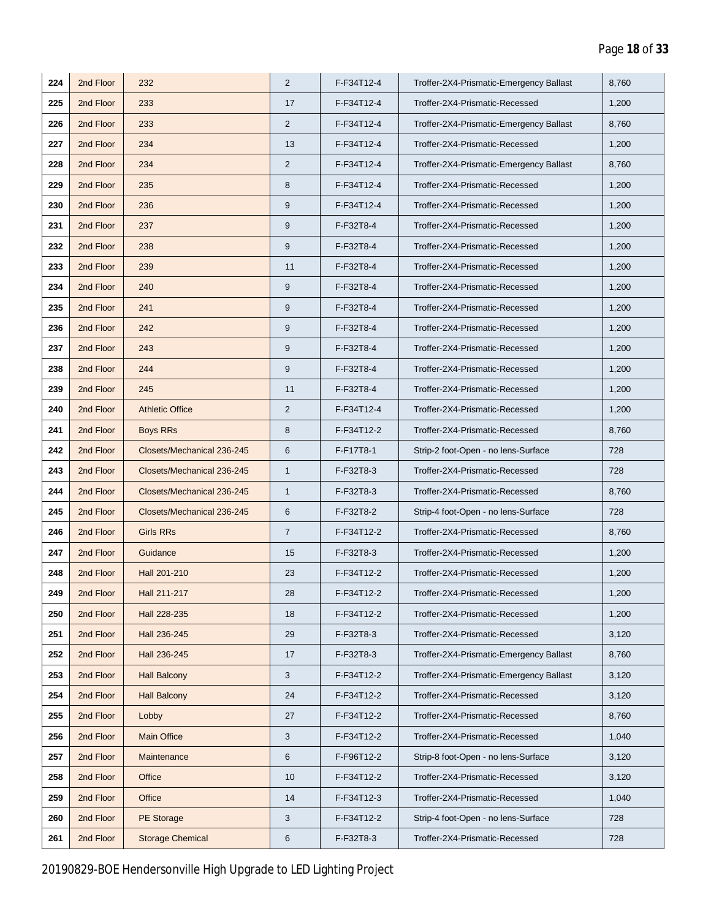| | | | | | | |
|---|---|---|---|---|---|---|
| 224 | 2nd Floor | 232 | 2 | F-F34T12-4 | Troffer-2X4-Prismatic-Emergency Ballast | 8,760 |
| 225 | 2nd Floor | 233 | 17 | F-F34T12-4 | Troffer-2X4-Prismatic-Recessed | 1,200 |
| 226 | 2nd Floor | 233 | 2 | F-F34T12-4 | Troffer-2X4-Prismatic-Emergency Ballast | 8,760 |
| 227 | 2nd Floor | 234 | 13 | F-F34T12-4 | Troffer-2X4-Prismatic-Recessed | 1,200 |
| 228 | 2nd Floor | 234 | 2 | F-F34T12-4 | Troffer-2X4-Prismatic-Emergency Ballast | 8,760 |
| 229 | 2nd Floor | 235 | 8 | F-F34T12-4 | Troffer-2X4-Prismatic-Recessed | 1,200 |
| 230 | 2nd Floor | 236 | 9 | F-F34T12-4 | Troffer-2X4-Prismatic-Recessed | 1,200 |
| 231 | 2nd Floor | 237 | 9 | F-F32T8-4 | Troffer-2X4-Prismatic-Recessed | 1,200 |
| 232 | 2nd Floor | 238 | 9 | F-F32T8-4 | Troffer-2X4-Prismatic-Recessed | 1,200 |
| 233 | 2nd Floor | 239 | 11 | F-F32T8-4 | Troffer-2X4-Prismatic-Recessed | 1,200 |
| 234 | 2nd Floor | 240 | 9 | F-F32T8-4 | Troffer-2X4-Prismatic-Recessed | 1,200 |
| 235 | 2nd Floor | 241 | 9 | F-F32T8-4 | Troffer-2X4-Prismatic-Recessed | 1,200 |
| 236 | 2nd Floor | 242 | 9 | F-F32T8-4 | Troffer-2X4-Prismatic-Recessed | 1,200 |
| 237 | 2nd Floor | 243 | 9 | F-F32T8-4 | Troffer-2X4-Prismatic-Recessed | 1,200 |
| 238 | 2nd Floor | 244 | 9 | F-F32T8-4 | Troffer-2X4-Prismatic-Recessed | 1,200 |
| 239 | 2nd Floor | 245 | 11 | F-F32T8-4 | Troffer-2X4-Prismatic-Recessed | 1,200 |
| 240 | 2nd Floor | Athletic Office | 2 | F-F34T12-4 | Troffer-2X4-Prismatic-Recessed | 1,200 |
| 241 | 2nd Floor | Boys RRs | 8 | F-F34T12-2 | Troffer-2X4-Prismatic-Recessed | 8,760 |
| 242 | 2nd Floor | Closets/Mechanical 236-245 | 6 | F-F17T8-1 | Strip-2 foot-Open - no lens-Surface | 728 |
| 243 | 2nd Floor | Closets/Mechanical 236-245 | 1 | F-F32T8-3 | Troffer-2X4-Prismatic-Recessed | 728 |
| 244 | 2nd Floor | Closets/Mechanical 236-245 | 1 | F-F32T8-3 | Troffer-2X4-Prismatic-Recessed | 8,760 |
| 245 | 2nd Floor | Closets/Mechanical 236-245 | 6 | F-F32T8-2 | Strip-4 foot-Open - no lens-Surface | 728 |
| 246 | 2nd Floor | Girls RRs | 7 | F-F34T12-2 | Troffer-2X4-Prismatic-Recessed | 8,760 |
| 247 | 2nd Floor | Guidance | 15 | F-F32T8-3 | Troffer-2X4-Prismatic-Recessed | 1,200 |
| 248 | 2nd Floor | Hall 201-210 | 23 | F-F34T12-2 | Troffer-2X4-Prismatic-Recessed | 1,200 |
| 249 | 2nd Floor | Hall 211-217 | 28 | F-F34T12-2 | Troffer-2X4-Prismatic-Recessed | 1,200 |
| 250 | 2nd Floor | Hall 228-235 | 18 | F-F34T12-2 | Troffer-2X4-Prismatic-Recessed | 1,200 |
| 251 | 2nd Floor | Hall 236-245 | 29 | F-F32T8-3 | Troffer-2X4-Prismatic-Recessed | 3,120 |
| 252 | 2nd Floor | Hall 236-245 | 17 | F-F32T8-3 | Troffer-2X4-Prismatic-Emergency Ballast | 8,760 |
| 253 | 2nd Floor | Hall Balcony | 3 | F-F34T12-2 | Troffer-2X4-Prismatic-Emergency Ballast | 3,120 |
| 254 | 2nd Floor | Hall Balcony | 24 | F-F34T12-2 | Troffer-2X4-Prismatic-Recessed | 3,120 |
| 255 | 2nd Floor | Lobby | 27 | F-F34T12-2 | Troffer-2X4-Prismatic-Recessed | 8,760 |
| 256 | 2nd Floor | Main Office | 3 | F-F34T12-2 | Troffer-2X4-Prismatic-Recessed | 1,040 |
| 257 | 2nd Floor | Maintenance | 6 | F-F96T12-2 | Strip-8 foot-Open - no lens-Surface | 3,120 |
| 258 | 2nd Floor | Office | 10 | F-F34T12-2 | Troffer-2X4-Prismatic-Recessed | 3,120 |
| 259 | 2nd Floor | Office | 14 | F-F34T12-3 | Troffer-2X4-Prismatic-Recessed | 1,040 |
| 260 | 2nd Floor | PE Storage | 3 | F-F34T12-2 | Strip-4 foot-Open - no lens-Surface | 728 |
| 261 | 2nd Floor | Storage Chemical | 6 | F-F32T8-3 | Troffer-2X4-Prismatic-Recessed | 728 |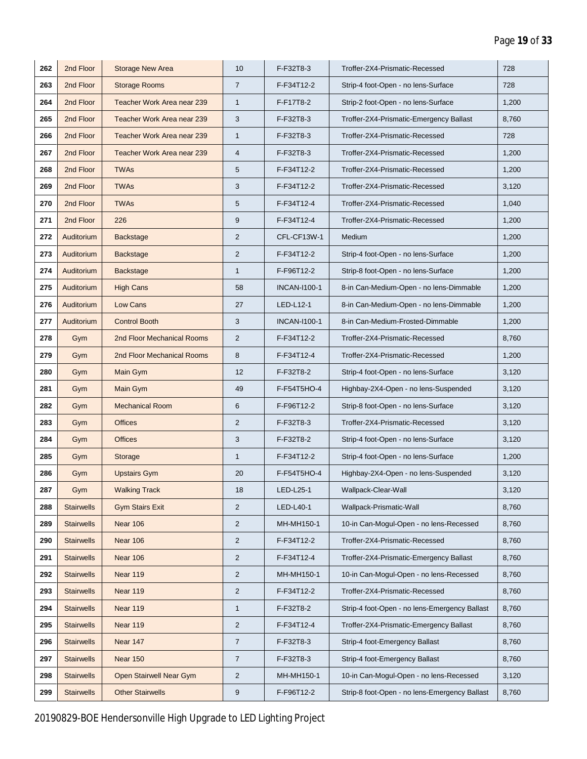| | | | | | | |
|---|---|---|---|---|---|---|
| 262 | 2nd Floor | Storage New Area | 10 | F-F32T8-3 | Troffer-2X4-Prismatic-Recessed | 728 |
| 263 | 2nd Floor | Storage Rooms | 7 | F-F34T12-2 | Strip-4 foot-Open - no lens-Surface | 728 |
| 264 | 2nd Floor | Teacher Work Area near 239 | 1 | F-F17T8-2 | Strip-2 foot-Open - no lens-Surface | 1,200 |
| 265 | 2nd Floor | Teacher Work Area near 239 | 3 | F-F32T8-3 | Troffer-2X4-Prismatic-Emergency Ballast | 8,760 |
| 266 | 2nd Floor | Teacher Work Area near 239 | 1 | F-F32T8-3 | Troffer-2X4-Prismatic-Recessed | 728 |
| 267 | 2nd Floor | Teacher Work Area near 239 | 4 | F-F32T8-3 | Troffer-2X4-Prismatic-Recessed | 1,200 |
| 268 | 2nd Floor | TWAs | 5 | F-F34T12-2 | Troffer-2X4-Prismatic-Recessed | 1,200 |
| 269 | 2nd Floor | TWAs | 3 | F-F34T12-2 | Troffer-2X4-Prismatic-Recessed | 3,120 |
| 270 | 2nd Floor | TWAs | 5 | F-F34T12-4 | Troffer-2X4-Prismatic-Recessed | 1,040 |
| 271 | 2nd Floor | 226 | 9 | F-F34T12-4 | Troffer-2X4-Prismatic-Recessed | 1,200 |
| 272 | Auditorium | Backstage | 2 | CFL-CF13W-1 | Medium | 1,200 |
| 273 | Auditorium | Backstage | 2 | F-F34T12-2 | Strip-4 foot-Open - no lens-Surface | 1,200 |
| 274 | Auditorium | Backstage | 1 | F-F96T12-2 | Strip-8 foot-Open - no lens-Surface | 1,200 |
| 275 | Auditorium | High Cans | 58 | INCAN-I100-1 | 8-in Can-Medium-Open - no lens-Dimmable | 1,200 |
| 276 | Auditorium | Low Cans | 27 | LED-L12-1 | 8-in Can-Medium-Open - no lens-Dimmable | 1,200 |
| 277 | Auditorium | Control Booth | 3 | INCAN-I100-1 | 8-in Can-Medium-Frosted-Dimmable | 1,200 |
| 278 | Gym | 2nd Floor Mechanical Rooms | 2 | F-F34T12-2 | Troffer-2X4-Prismatic-Recessed | 8,760 |
| 279 | Gym | 2nd Floor Mechanical Rooms | 8 | F-F34T12-4 | Troffer-2X4-Prismatic-Recessed | 1,200 |
| 280 | Gym | Main Gym | 12 | F-F32T8-2 | Strip-4 foot-Open - no lens-Surface | 3,120 |
| 281 | Gym | Main Gym | 49 | F-F54T5HO-4 | Highbay-2X4-Open - no lens-Suspended | 3,120 |
| 282 | Gym | Mechanical Room | 6 | F-F96T12-2 | Strip-8 foot-Open - no lens-Surface | 3,120 |
| 283 | Gym | Offices | 2 | F-F32T8-3 | Troffer-2X4-Prismatic-Recessed | 3,120 |
| 284 | Gym | Offices | 3 | F-F32T8-2 | Strip-4 foot-Open - no lens-Surface | 3,120 |
| 285 | Gym | Storage | 1 | F-F34T12-2 | Strip-4 foot-Open - no lens-Surface | 1,200 |
| 286 | Gym | Upstairs Gym | 20 | F-F54T5HO-4 | Highbay-2X4-Open - no lens-Suspended | 3,120 |
| 287 | Gym | Walking Track | 18 | LED-L25-1 | Wallpack-Clear-Wall | 3,120 |
| 288 | Stairwells | Gym Stairs Exit | 2 | LED-L40-1 | Wallpack-Prismatic-Wall | 8,760 |
| 289 | Stairwells | Near 106 | 2 | MH-MH150-1 | 10-in Can-Mogul-Open - no lens-Recessed | 8,760 |
| 290 | Stairwells | Near 106 | 2 | F-F34T12-2 | Troffer-2X4-Prismatic-Recessed | 8,760 |
| 291 | Stairwells | Near 106 | 2 | F-F34T12-4 | Troffer-2X4-Prismatic-Emergency Ballast | 8,760 |
| 292 | Stairwells | Near 119 | 2 | MH-MH150-1 | 10-in Can-Mogul-Open - no lens-Recessed | 8,760 |
| 293 | Stairwells | Near 119 | 2 | F-F34T12-2 | Troffer-2X4-Prismatic-Recessed | 8,760 |
| 294 | Stairwells | Near 119 | 1 | F-F32T8-2 | Strip-4 foot-Open - no lens-Emergency Ballast | 8,760 |
| 295 | Stairwells | Near 119 | 2 | F-F34T12-4 | Troffer-2X4-Prismatic-Emergency Ballast | 8,760 |
| 296 | Stairwells | Near 147 | 7 | F-F32T8-3 | Strip-4 foot-Emergency Ballast | 8,760 |
| 297 | Stairwells | Near 150 | 7 | F-F32T8-3 | Strip-4 foot-Emergency Ballast | 8,760 |
| 298 | Stairwells | Open Stairwell Near Gym | 2 | MH-MH150-1 | 10-in Can-Mogul-Open - no lens-Recessed | 3,120 |
| 299 | Stairwells | Other Stairwells | 9 | F-F96T12-2 | Strip-8 foot-Open - no lens-Emergency Ballast | 8,760 |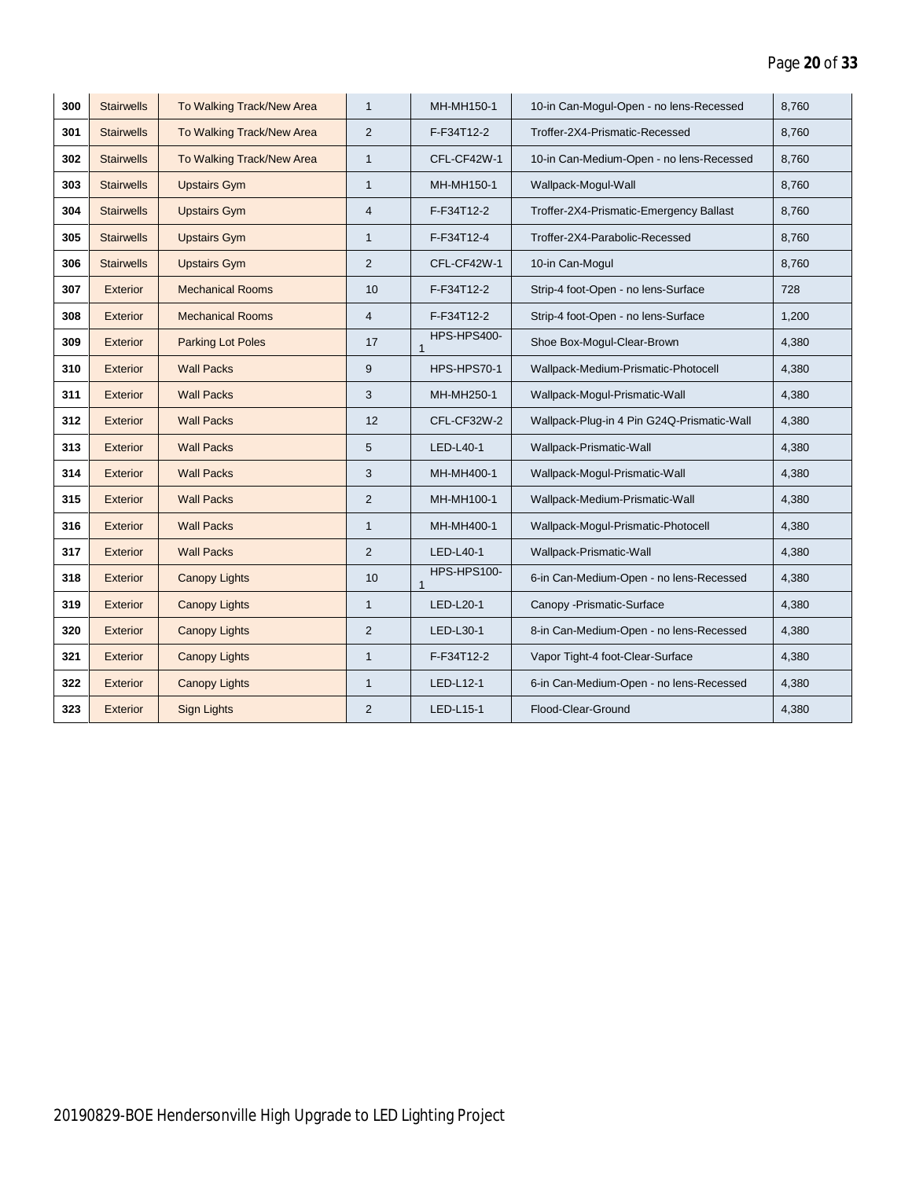| 300 | Stairwells | To Walking Track/New Area | 1 | MH-MH150-1 | 10-in Can-Mogul-Open - no lens-Recessed | 8,760 |
|---|---|---|---|---|---|---|
| 301 | Stairwells | To Walking Track/New Area | 2 | F-F34T12-2 | Troffer-2X4-Prismatic-Recessed | 8,760 |
| 302 | Stairwells | To Walking Track/New Area | 1 | CFL-CF42W-1 | 10-in Can-Medium-Open - no lens-Recessed | 8,760 |
| 303 | Stairwells | Upstairs Gym | 1 | MH-MH150-1 | Wallpack-Mogul-Wall | 8,760 |
| 304 | Stairwells | Upstairs Gym | 4 | F-F34T12-2 | Troffer-2X4-Prismatic-Emergency Ballast | 8,760 |
| 305 | Stairwells | Upstairs Gym | 1 | F-F34T12-4 | Troffer-2X4-Parabolic-Recessed | 8,760 |
| 306 | Stairwells | Upstairs Gym | 2 | CFL-CF42W-1 | 10-in Can-Mogul | 8,760 |
| 307 | Exterior | Mechanical Rooms | 10 | F-F34T12-2 | Strip-4 foot-Open - no lens-Surface | 728 |
| 308 | Exterior | Mechanical Rooms | 4 | F-F34T12-2 | Strip-4 foot-Open - no lens-Surface | 1,200 |
| 309 | Exterior | Parking Lot Poles | 17 | HPS-HPS400-1 | Shoe Box-Mogul-Clear-Brown | 4,380 |
| 310 | Exterior | Wall Packs | 9 | HPS-HPS70-1 | Wallpack-Medium-Prismatic-Photocell | 4,380 |
| 311 | Exterior | Wall Packs | 3 | MH-MH250-1 | Wallpack-Mogul-Prismatic-Wall | 4,380 |
| 312 | Exterior | Wall Packs | 12 | CFL-CF32W-2 | Wallpack-Plug-in 4 Pin G24Q-Prismatic-Wall | 4,380 |
| 313 | Exterior | Wall Packs | 5 | LED-L40-1 | Wallpack-Prismatic-Wall | 4,380 |
| 314 | Exterior | Wall Packs | 3 | MH-MH400-1 | Wallpack-Mogul-Prismatic-Wall | 4,380 |
| 315 | Exterior | Wall Packs | 2 | MH-MH100-1 | Wallpack-Medium-Prismatic-Wall | 4,380 |
| 316 | Exterior | Wall Packs | 1 | MH-MH400-1 | Wallpack-Mogul-Prismatic-Photocell | 4,380 |
| 317 | Exterior | Wall Packs | 2 | LED-L40-1 | Wallpack-Prismatic-Wall | 4,380 |
| 318 | Exterior | Canopy Lights | 10 | HPS-HPS100-1 | 6-in Can-Medium-Open - no lens-Recessed | 4,380 |
| 319 | Exterior | Canopy Lights | 1 | LED-L20-1 | Canopy -Prismatic-Surface | 4,380 |
| 320 | Exterior | Canopy Lights | 2 | LED-L30-1 | 8-in Can-Medium-Open - no lens-Recessed | 4,380 |
| 321 | Exterior | Canopy Lights | 1 | F-F34T12-2 | Vapor Tight-4 foot-Clear-Surface | 4,380 |
| 322 | Exterior | Canopy Lights | 1 | LED-L12-1 | 6-in Can-Medium-Open - no lens-Recessed | 4,380 |
| 323 | Exterior | Sign Lights | 2 | LED-L15-1 | Flood-Clear-Ground | 4,380 |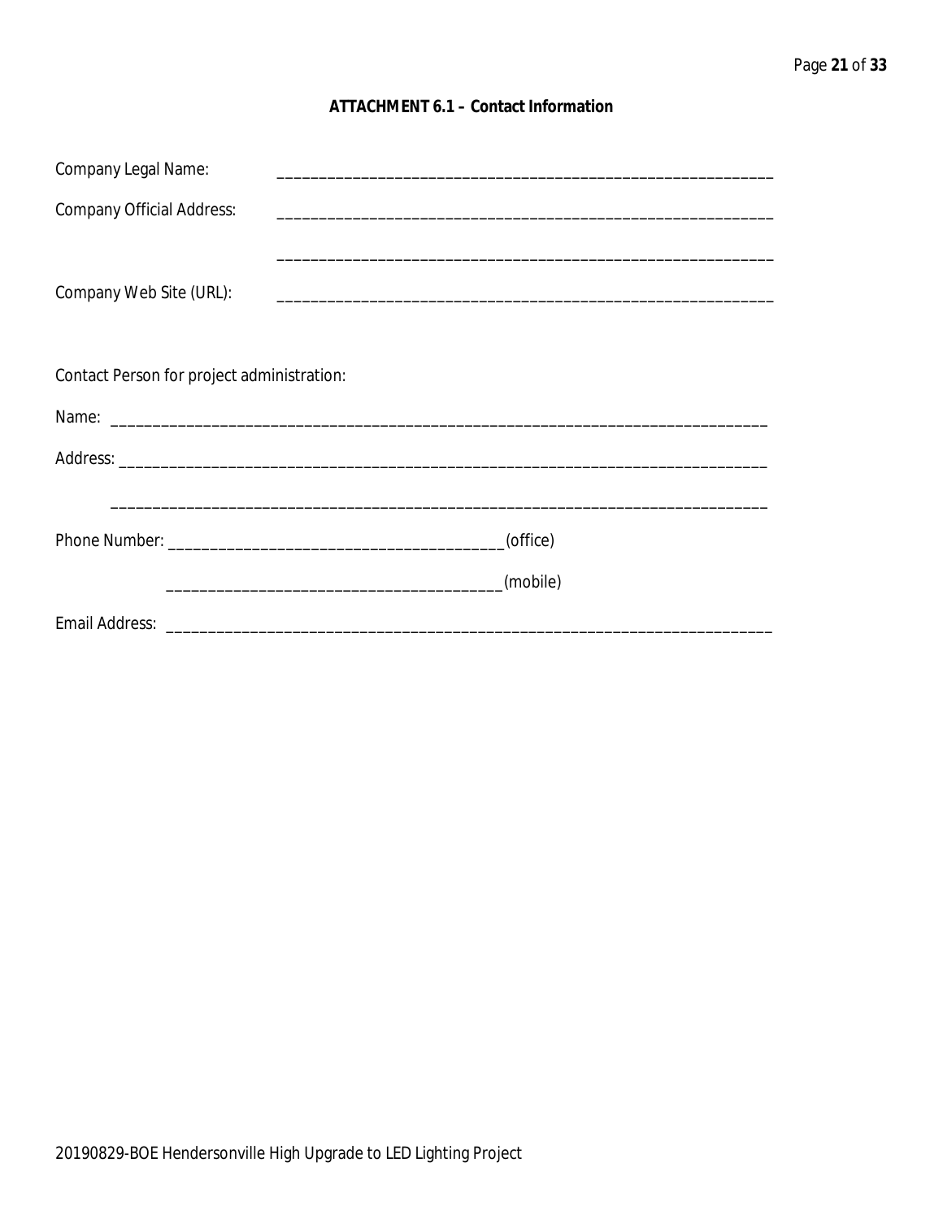## ATTACHMENT 6.1 – Contact Information

Company Legal Name: ____________________________________________________________

Company Official Address: ____________________________________________________________

____________________________________________________________

Company Web Site (URL): ____________________________________________________________

Contact Person for project administration:

Name: ________________________________________________________________________________

Address: ______________________________________________________________________________

______________________________________________________________________________

Phone Number: ________________________________________(office)

________________________________________(mobile)

Email Address: ________________________________________________________________________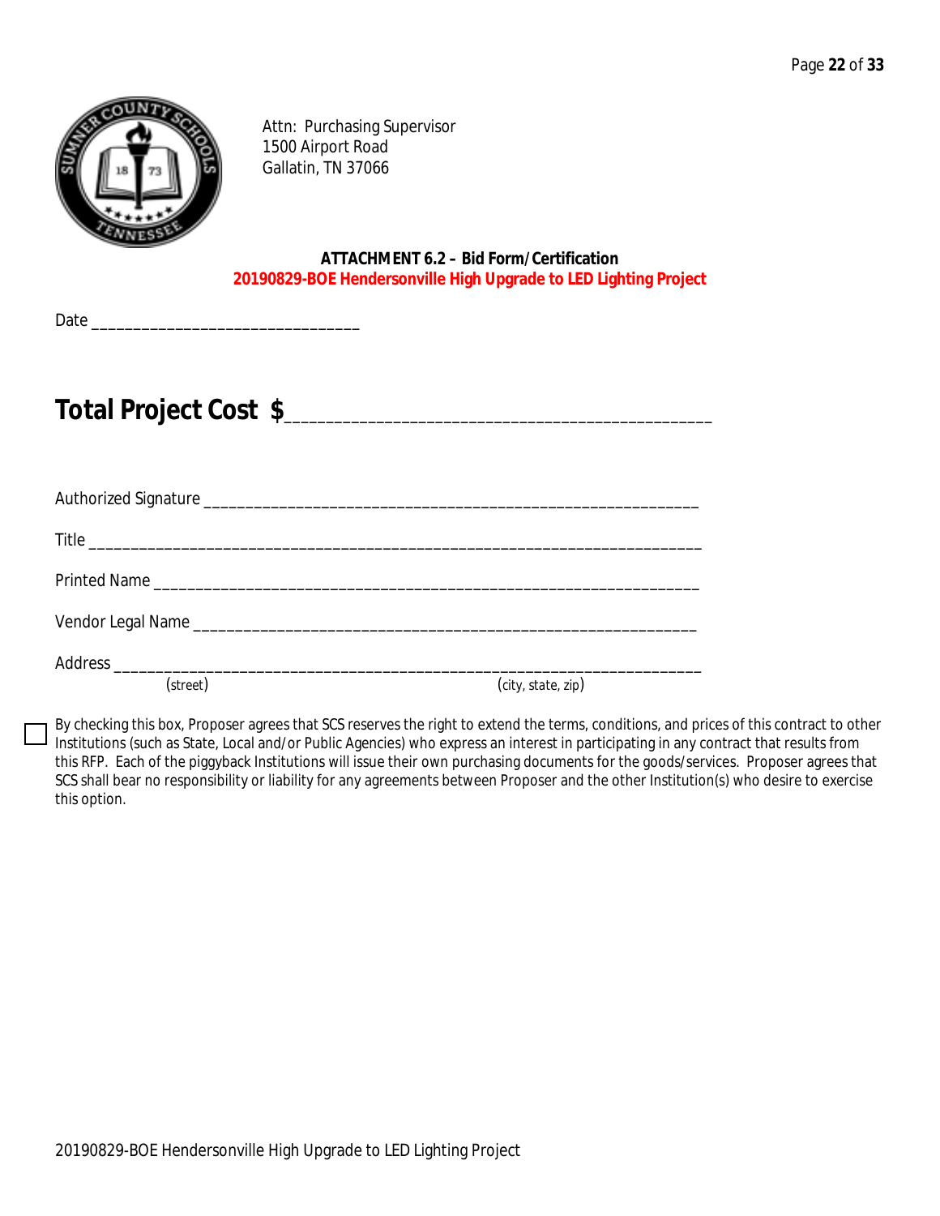Attn: Purchasing Supervisor
1500 Airport Road
Gallatin, TN 37066

**ATTACHMENT 6.2 – Bid Form/Certification**
**20190829-BOE Hendersonville High Upgrade to LED Lighting Project**

Date _______________________________

## Total Project Cost $_____________________________________________

Authorized Signature _________________________________________________________

Title ______________________________________________________________________

Printed Name _______________________________________________________________

Vendor Legal Name __________________________________________________________

Address ___________________________________________________________________
(street) (city, state, zip)

☐ By checking this box, Proposer agrees that SCS reserves the right to extend the terms, conditions, and prices of this contract to other Institutions (such as State, Local and/or Public Agencies) who express an interest in participating in any contract that results from this RFP. Each of the piggyback Institutions will issue their own purchasing documents for the goods/services. Proposer agrees that SCS shall bear no responsibility or liability for any agreements between Proposer and the other Institution(s) who desire to exercise this option.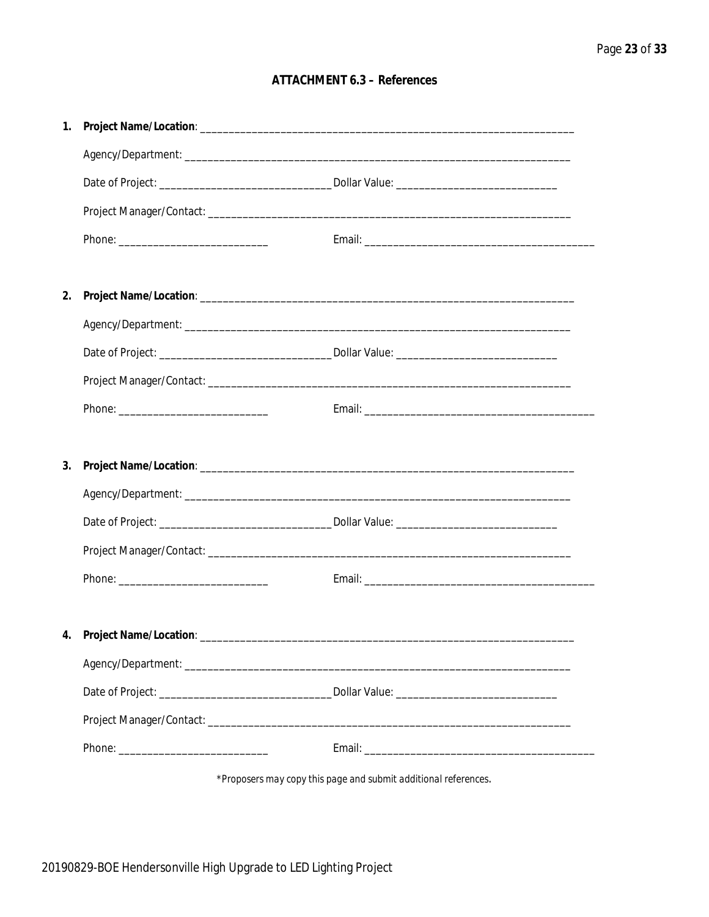## ATTACHMENT 6.3 – References

1. **Project Name/Location**: ____________________________________________________________________

   Agency/Department: ____________________________________________________________________

   Date of Project: ______________________________ Dollar Value: ____________________________

   Project Manager/Contact: ________________________________________________________________

   Phone: ___________________________ Email: __________________________________________

2. **Project Name/Location**: ____________________________________________________________________

   Agency/Department: ____________________________________________________________________

   Date of Project: ______________________________ Dollar Value: ____________________________

   Project Manager/Contact: ________________________________________________________________

   Phone: ___________________________ Email: __________________________________________

3. **Project Name/Location**: ____________________________________________________________________

   Agency/Department: ____________________________________________________________________

   Date of Project: ______________________________ Dollar Value: ____________________________

   Project Manager/Contact: ________________________________________________________________

   Phone: ___________________________ Email: __________________________________________

4. **Project Name/Location**: ____________________________________________________________________

   Agency/Department: ____________________________________________________________________

   Date of Project: ______________________________ Dollar Value: ____________________________

   Project Manager/Contact: ________________________________________________________________

   Phone: ___________________________ Email: __________________________________________

*\*Proposers may copy this page and submit additional references.*

20190829-BOE Hendersonville High Upgrade to LED Lighting Project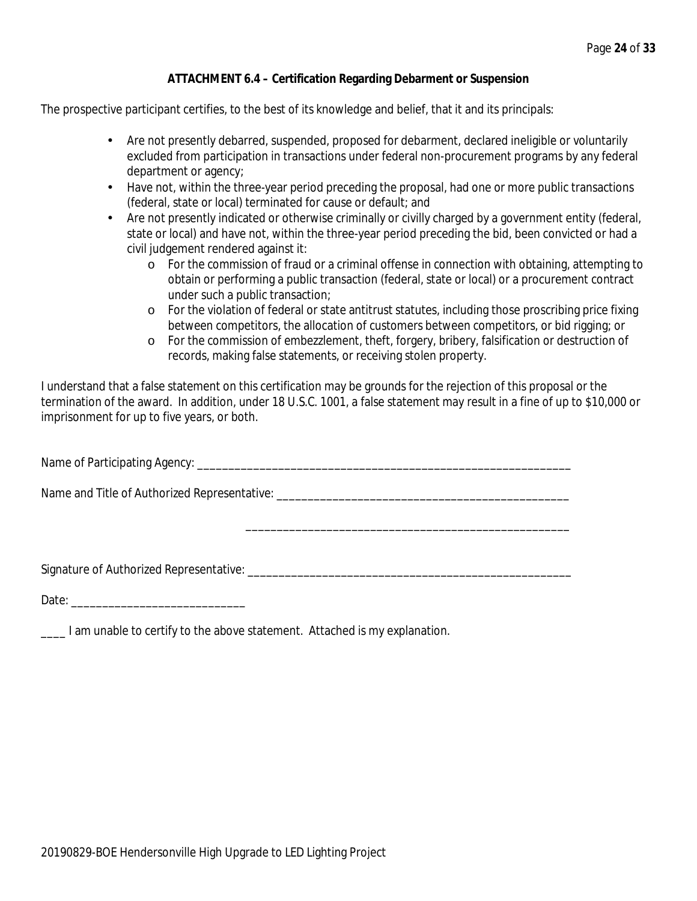**ATTACHMENT 6.4 – Certification Regarding Debarment or Suspension**

The prospective participant certifies, to the best of its knowledge and belief, that it and its principals:

- Are not presently debarred, suspended, proposed for debarment, declared ineligible or voluntarily excluded from participation in transactions under federal non-procurement programs by any federal department or agency;
- Have not, within the three-year period preceding the proposal, had one or more public transactions (federal, state or local) terminated for cause or default; and
- Are not presently indicated or otherwise criminally or civilly charged by a government entity (federal, state or local) and have not, within the three-year period preceding the bid, been convicted or had a civil judgement rendered against it:
  - For the commission of fraud or a criminal offense in connection with obtaining, attempting to obtain or performing a public transaction (federal, state or local) or a procurement contract under such a public transaction;
  - For the violation of federal or state antitrust statutes, including those proscribing price fixing between competitors, the allocation of customers between competitors, or bid rigging; or
  - For the commission of embezzlement, theft, forgery, bribery, falsification or destruction of records, making false statements, or receiving stolen property.

I understand that a false statement on this certification may be grounds for the rejection of this proposal or the termination of the award. In addition, under 18 U.S.C. 1001, a false statement may result in a fine of up to $10,000 or imprisonment for up to five years, or both.

Name of Participating Agency: ______________________________________________________________

Name and Title of Authorized Representative: _________________________________________________

_____________________________________________________

Signature of Authorized Representative: _____________________________________________________

Date: ____________________________

____ I am unable to certify to the above statement. Attached is my explanation.

20190829-BOE Hendersonville High Upgrade to LED Lighting Project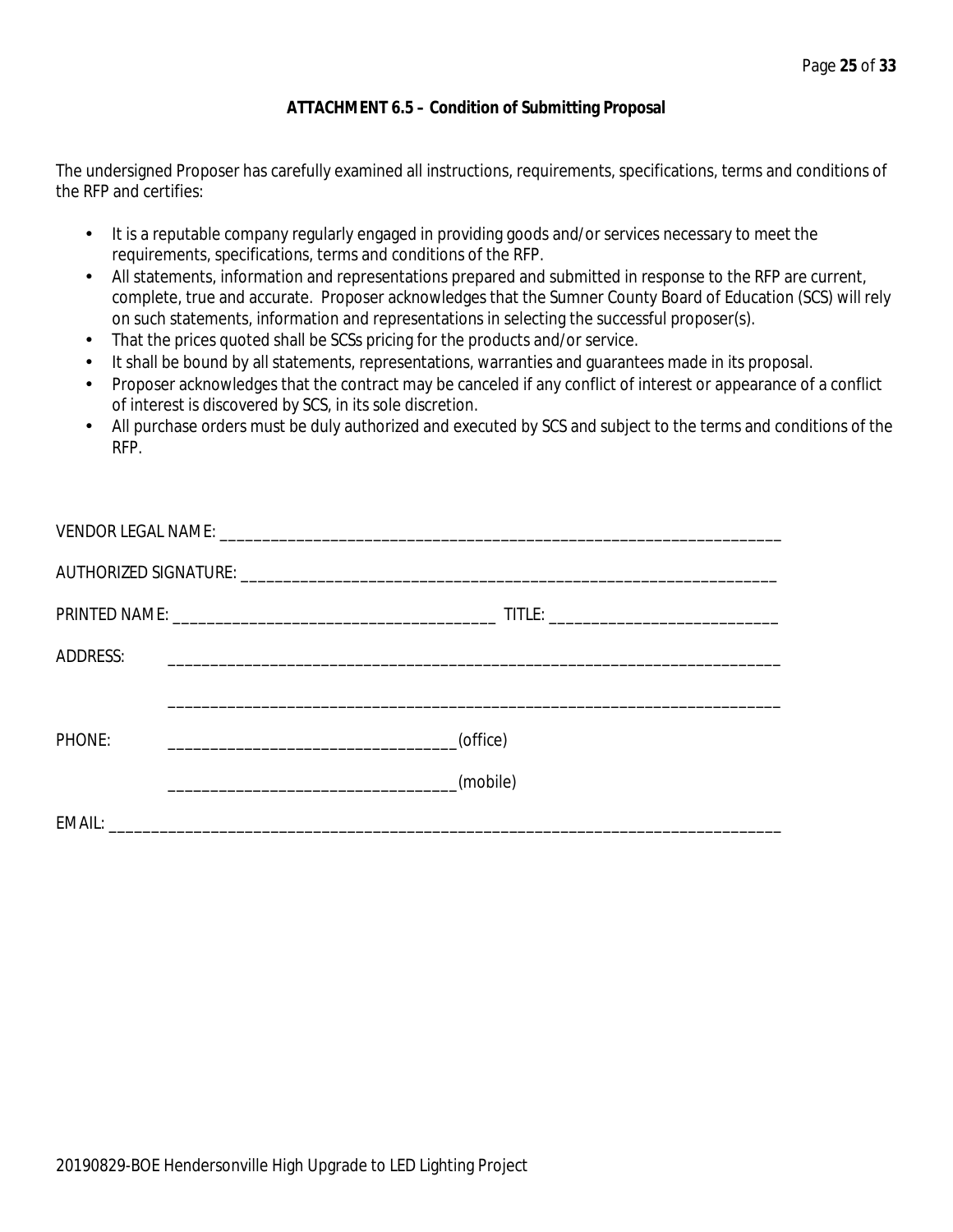**ATTACHMENT 6.5 – Condition of Submitting Proposal**

The undersigned Proposer has carefully examined all instructions, requirements, specifications, terms and conditions of the RFP and certifies:

- It is a reputable company regularly engaged in providing goods and/or services necessary to meet the requirements, specifications, terms and conditions of the RFP.
- All statements, information and representations prepared and submitted in response to the RFP are current, complete, true and accurate. Proposer acknowledges that the Sumner County Board of Education (SCS) will rely on such statements, information and representations in selecting the successful proposer(s).
- That the prices quoted shall be SCSs pricing for the products and/or service.
- It shall be bound by all statements, representations, warranties and guarantees made in its proposal.
- Proposer acknowledges that the contract may be canceled if any conflict of interest or appearance of a conflict of interest is discovered by SCS, in its sole discretion.
- All purchase orders must be duly authorized and executed by SCS and subject to the terms and conditions of the RFP.

VENDOR LEGAL NAME: ____________________________________________________________________

AUTHORIZED SIGNATURE: _______________________________________________________________

PRINTED NAME: ______________________________________ TITLE: ___________________________

ADDRESS: ________________________________________________________________________

________________________________________________________________________

PHONE: _________________________________(office)

_________________________________(mobile)

EMAIL: _________________________________________________________________________________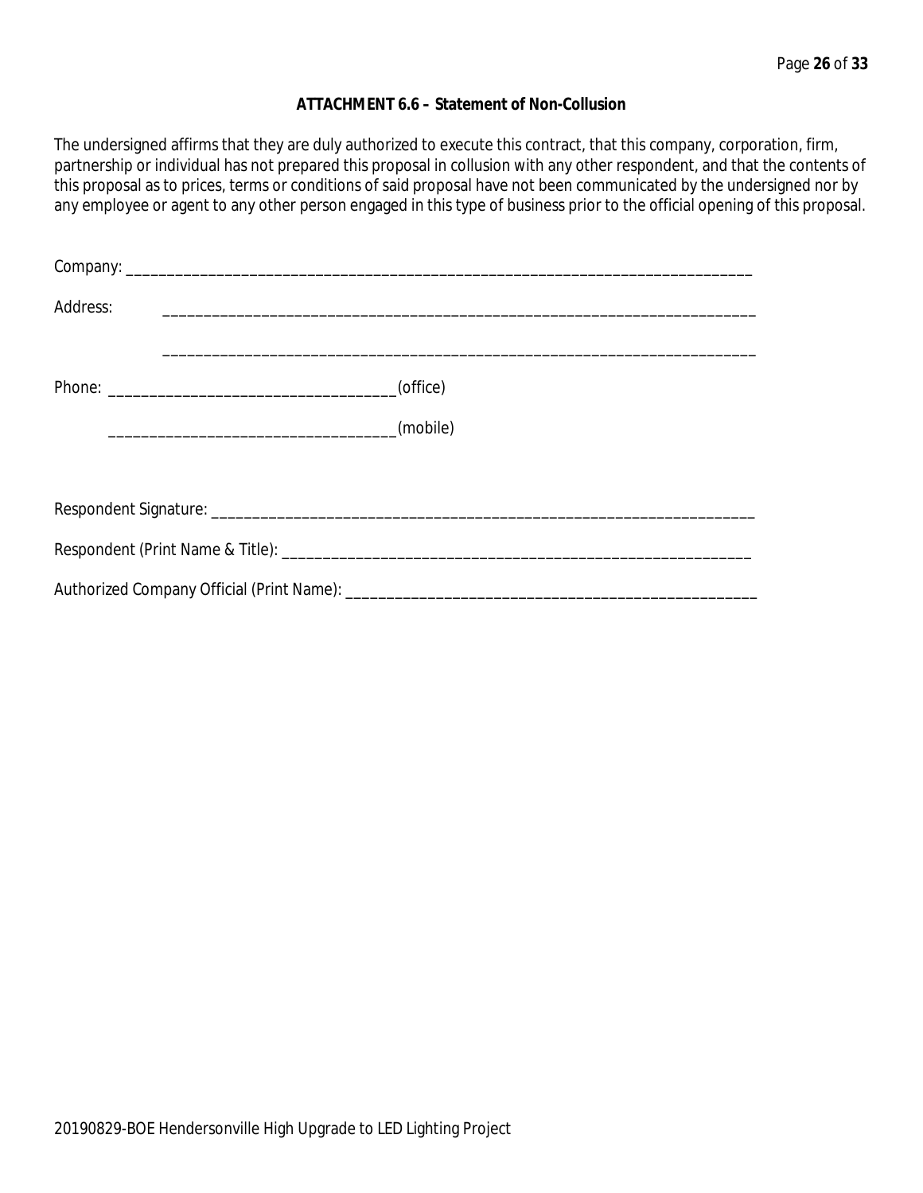**ATTACHMENT 6.6 – Statement of Non-Collusion**

The undersigned affirms that they are duly authorized to execute this contract, that this company, corporation, firm, partnership or individual has not prepared this proposal in collusion with any other respondent, and that the contents of this proposal as to prices, terms or conditions of said proposal have not been communicated by the undersigned nor by any employee or agent to any other person engaged in this type of business prior to the official opening of this proposal.

Company: ___________________________________________________________________________

Address: ___________________________________________________________________________

___________________________________________________________________________

Phone: ___________________________________(office)

___________________________________(mobile)

Respondent Signature: _________________________________________________________________

Respondent (Print Name & Title): _________________________________________________________

Authorized Company Official (Print Name): _________________________________________________

20190829-BOE Hendersonville High Upgrade to LED Lighting Project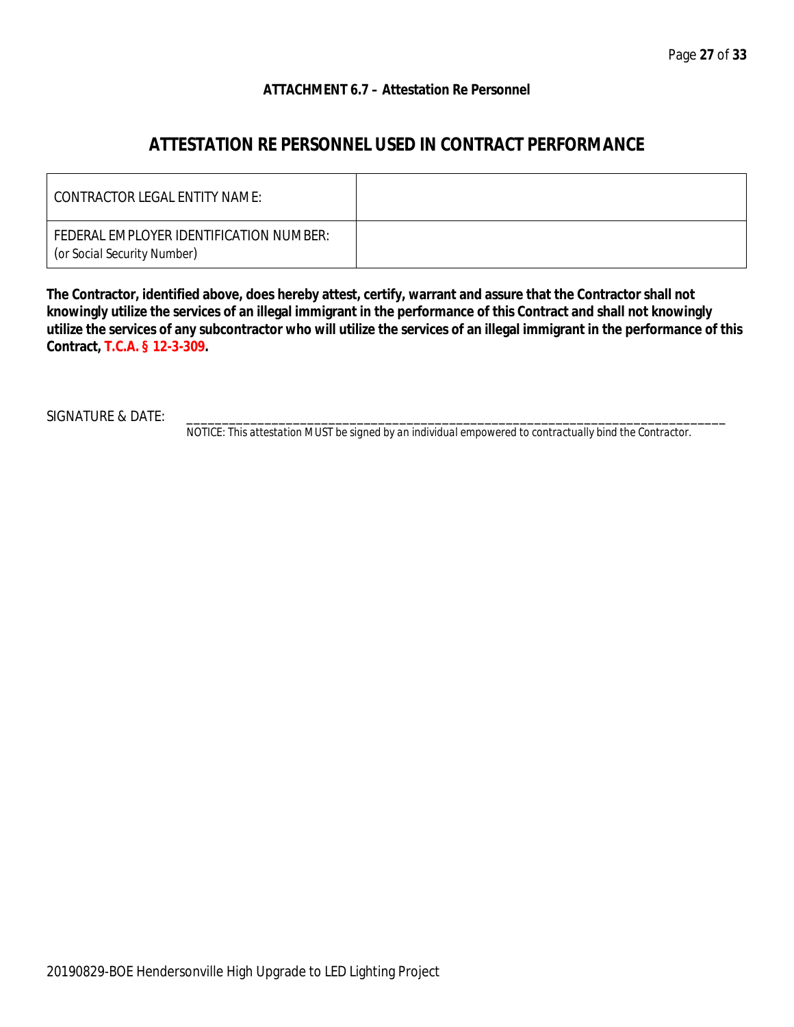**ATTACHMENT 6.7 – Attestation Re Personnel**

## ATTESTATION RE PERSONNEL USED IN CONTRACT PERFORMANCE

| CONTRACTOR LEGAL ENTITY NAME: | |
|---|---|
| FEDERAL EMPLOYER IDENTIFICATION NUMBER: (or Social Security Number) | |

**The Contractor, identified above, does hereby attest, certify, warrant and assure that the Contractor shall not knowingly utilize the services of an illegal immigrant in the performance of this Contract and shall not knowingly utilize the services of any subcontractor who will utilize the services of an illegal immigrant in the performance of this Contract, T.C.A. § 12-3-309.**

SIGNATURE & DATE: ____________________________________________________________________________

*NOTICE: This attestation MUST be signed by an individual empowered to contractually bind the Contractor.*

20190829-BOE Hendersonville High Upgrade to LED Lighting Project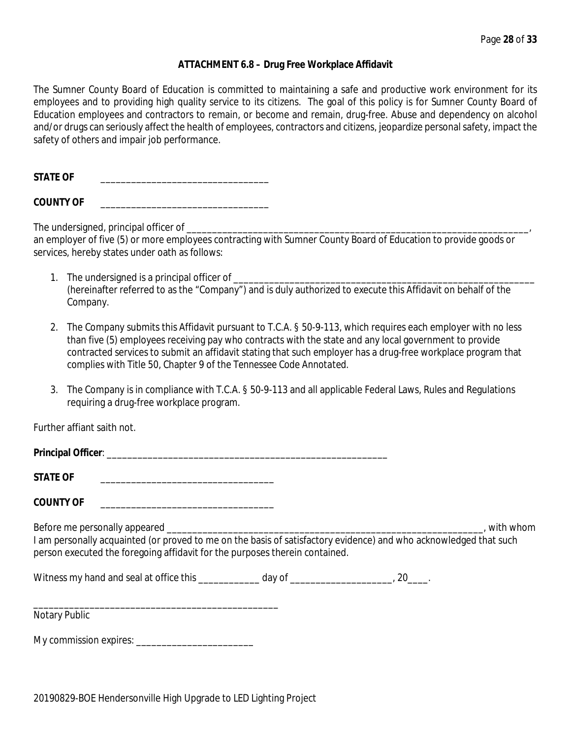### ATTACHMENT 6.8 – Drug Free Workplace Affidavit

The Sumner County Board of Education is committed to maintaining a safe and productive work environment for its employees and to providing high quality service to its citizens. The goal of this policy is for Sumner County Board of Education employees and contractors to remain, or become and remain, drug-free. Abuse and dependency on alcohol and/or drugs can seriously affect the health of employees, contractors and citizens, jeopardize personal safety, impact the safety of others and impair job performance.

**STATE OF** \_\_\_\_\_\_\_\_\_\_\_\_\_\_\_\_\_\_\_\_\_\_\_\_\_\_\_\_\_\_\_\_\_\_

**COUNTY OF** \_\_\_\_\_\_\_\_\_\_\_\_\_\_\_\_\_\_\_\_\_\_\_\_\_\_\_\_\_\_\_\_\_\_

The undersigned, principal officer of \_\_\_\_\_\_\_\_\_\_\_\_\_\_\_\_\_\_\_\_\_\_\_\_\_\_\_\_\_\_\_\_\_\_\_\_\_\_\_\_\_\_\_\_\_\_\_\_\_\_\_\_\_\_\_\_\_\_\_\_\_\_\_\_\_\_\_\_, an employer of five (5) or more employees contracting with Sumner County Board of Education to provide goods or services, hereby states under oath as follows:

1. The undersigned is a principal officer of \_\_\_\_\_\_\_\_\_\_\_\_\_\_\_\_\_\_\_\_\_\_\_\_\_\_\_\_\_\_\_\_\_\_\_\_\_\_\_\_\_\_\_\_\_\_\_\_\_\_\_\_\_\_\_\_\_\_\_\_ (hereinafter referred to as the "Company") and is duly authorized to execute this Affidavit on behalf of the Company.

2. The Company submits this Affidavit pursuant to T.C.A. § 50-9-113, which requires each employer with no less than five (5) employees receiving pay who contracts with the state and any local government to provide contracted services to submit an affidavit stating that such employer has a drug-free workplace program that complies with Title 50, Chapter 9 of the Tennessee Code Annotated.

3. The Company is in compliance with T.C.A. § 50-9-113 and all applicable Federal Laws, Rules and Regulations requiring a drug-free workplace program.

Further affiant saith not.

**Principal Officer**: \_\_\_\_\_\_\_\_\_\_\_\_\_\_\_\_\_\_\_\_\_\_\_\_\_\_\_\_\_\_\_\_\_\_\_\_\_\_\_\_\_\_\_\_\_\_\_\_\_\_\_\_\_\_\_\_

**STATE OF** \_\_\_\_\_\_\_\_\_\_\_\_\_\_\_\_\_\_\_\_\_\_\_\_\_\_\_\_\_\_\_\_\_\_

**COUNTY OF** \_\_\_\_\_\_\_\_\_\_\_\_\_\_\_\_\_\_\_\_\_\_\_\_\_\_\_\_\_\_\_\_\_\_

Before me personally appeared \_\_\_\_\_\_\_\_\_\_\_\_\_\_\_\_\_\_\_\_\_\_\_\_\_\_\_\_\_\_\_\_\_\_\_\_\_\_\_\_\_\_\_\_\_\_\_\_\_\_\_\_\_\_\_\_\_\_\_\_\_\_\_\_, with whom I am personally acquainted (or proved to me on the basis of satisfactory evidence) and who acknowledged that such person executed the foregoing affidavit for the purposes therein contained.

Witness my hand and seal at office this \_\_\_\_\_\_\_\_\_\_\_\_ day of \_\_\_\_\_\_\_\_\_\_\_\_\_\_\_\_\_\_\_\_, 20\_\_\_\_.

\_\_\_\_\_\_\_\_\_\_\_\_\_\_\_\_\_\_\_\_\_\_\_\_\_\_\_\_\_\_\_\_\_\_\_\_\_\_\_\_\_\_\_\_\_\_\_\_\_\_
Notary Public

My commission expires: \_\_\_\_\_\_\_\_\_\_\_\_\_\_\_\_\_\_\_\_\_\_\_\_

20190829-BOE Hendersonville High Upgrade to LED Lighting Project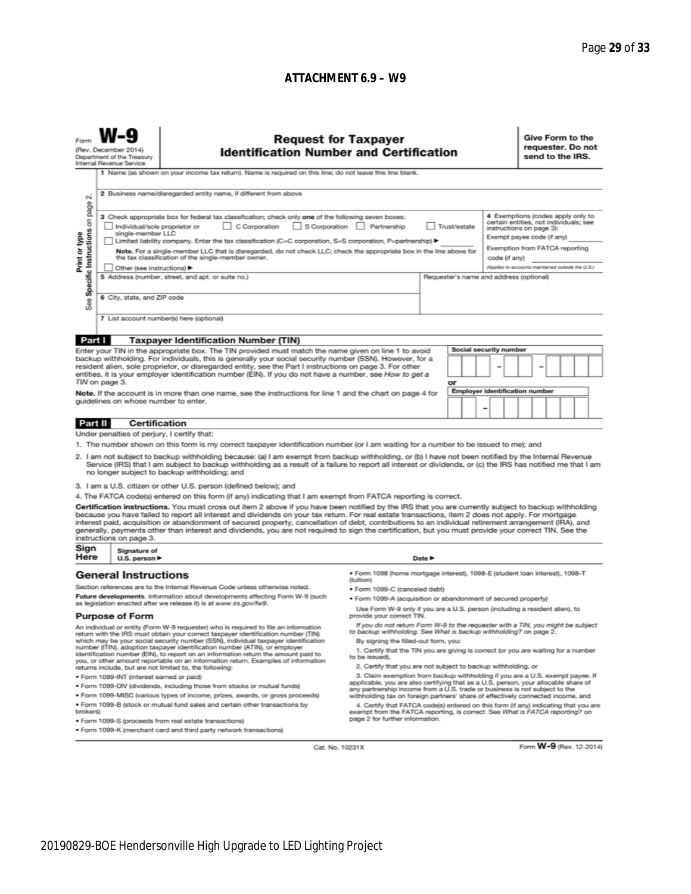## ATTACHMENT 6.9 – W9

Form **W-9**
(Rev. December 2014)
Department of the Treasury
Internal Revenue Service

# Request for Taxpayer Identification Number and Certification

**Give Form to the requester. Do not send to the IRS.**

Print or type
See Specific Instructions on page 2.

1 Name (as shown on your income tax return). Name is required on this line; do not leave this line blank.

2 Business name/disregarded entity name, if different from above

3 Check appropriate box for federal tax classification; check only **one** of the following seven boxes:

☐ Individual/sole proprietor or single-member LLC ☐ C Corporation ☐ S Corporation ☐ Partnership ☐ Trust/estate

☐ Limited liability company. Enter the tax classification (C=C corporation, S=S corporation, P=partnership) ► ________

**Note.** For a single-member LLC that is disregarded, do not check LLC; check the appropriate box in the line above for the tax classification of the single-member owner.

☐ Other (see instructions) ►

4 Exemptions (codes apply only to certain entities, not individuals; see instructions on page 3):

Exempt payee code (if any) ________

Exemption from FATCA reporting code (if any) ________

*(Applies to accounts maintained outside the U.S.)*

5 Address (number, street, and apt. or suite no.)

Requester's name and address (optional)

6 City, state, and ZIP code

7 List account number(s) here (optional)

## Part I Taxpayer Identification Number (TIN)

Enter your TIN in the appropriate box. The TIN provided must match the name given on line 1 to avoid backup withholding. For individuals, this is generally your social security number (SSN). However, for a resident alien, sole proprietor, or disregarded entity, see the Part I instructions on page 3. For other entities, it is your employer identification number (EIN). If you do not have a number, see *How to get a TIN* on page 3.

**Note.** If the account is in more than one name, see the instructions for line 1 and the chart on page 4 for guidelines on whose number to enter.

Social security number

[ ][ ][ ] – [ ][ ] – [ ][ ][ ][ ]

or

Employer identification number

[ ][ ] – [ ][ ][ ][ ][ ][ ][ ]

## Part II Certification

Under penalties of perjury, I certify that:

1. The number shown on this form is my correct taxpayer identification number (or I am waiting for a number to be issued to me); and
2. I am not subject to backup withholding because: (a) I am exempt from backup withholding, or (b) I have not been notified by the Internal Revenue Service (IRS) that I am subject to backup withholding as a result of a failure to report all interest or dividends, or (c) the IRS has notified me that I am no longer subject to backup withholding; and
3. I am a U.S. citizen or other U.S. person (defined below); and
4. The FATCA code(s) entered on this form (if any) indicating that I am exempt from FATCA reporting is correct.

**Certification instructions.** You must cross out item 2 above if you have been notified by the IRS that you are currently subject to backup withholding because you have failed to report all interest and dividends on your tax return. For real estate transactions, item 2 does not apply. For mortgage interest paid, acquisition or abandonment of secured property, cancellation of debt, contributions to an individual retirement arrangement (IRA), and generally, payments other than interest and dividends, you are not required to sign the certification, but you must provide your correct TIN. See the instructions on page 3.

**Sign Here** Signature of U.S. person ► Date ►

## General Instructions

Section references are to the Internal Revenue Code unless otherwise noted.

**Future developments.** Information about developments affecting Form W-9 (such as legislation enacted after we release it) is at *www.irs.gov/fw9*.

### Purpose of Form

An individual or entity (Form W-9 requester) who is required to file an information return with the IRS must obtain your correct taxpayer identification number (TIN) which may be your social security number (SSN), individual taxpayer identification number (ITIN), adoption taxpayer identification number (ATIN), or employer identification number (EIN), to report on an information return the amount paid to you, or other amount reportable on an information return. Examples of information returns include, but are not limited to, the following:

- Form 1099-INT (interest earned or paid)
- Form 1099-DIV (dividends, including those from stocks or mutual funds)
- Form 1099-MISC (various types of income, prizes, awards, or gross proceeds)
- Form 1099-B (stock or mutual fund sales and certain other transactions by brokers)
- Form 1099-S (proceeds from real estate transactions)
- Form 1099-K (merchant card and third party network transactions)
- Form 1098 (home mortgage interest), 1098-E (student loan interest), 1098-T (tuition)
- Form 1099-C (canceled debt)
- Form 1099-A (acquisition or abandonment of secured property)

Use Form W-9 only if you are a U.S. person (including a resident alien), to provide your correct TIN.

*If you do not return Form W-9 to the requester with a TIN, you might be subject to backup withholding. See What is backup withholding? on page 2.*

By signing the filled-out form, you:

1. Certify that the TIN you are giving is correct (or you are waiting for a number to be issued),
2. Certify that you are not subject to backup withholding, or
3. Claim exemption from backup withholding if you are a U.S. exempt payee. If applicable, you are also certifying that as a U.S. person, your allocable share of any partnership income from a U.S. trade or business is not subject to the withholding tax on foreign partners' share of effectively connected income, and
4. Certify that FATCA code(s) entered on this form (if any) indicating that you are exempt from the FATCA reporting, is correct. See *What is FATCA reporting?* on page 2 for further information.

Cat. No. 10231X Form **W-9** (Rev. 12-2014)

20190829-BOE Hendersonville High Upgrade to LED Lighting Project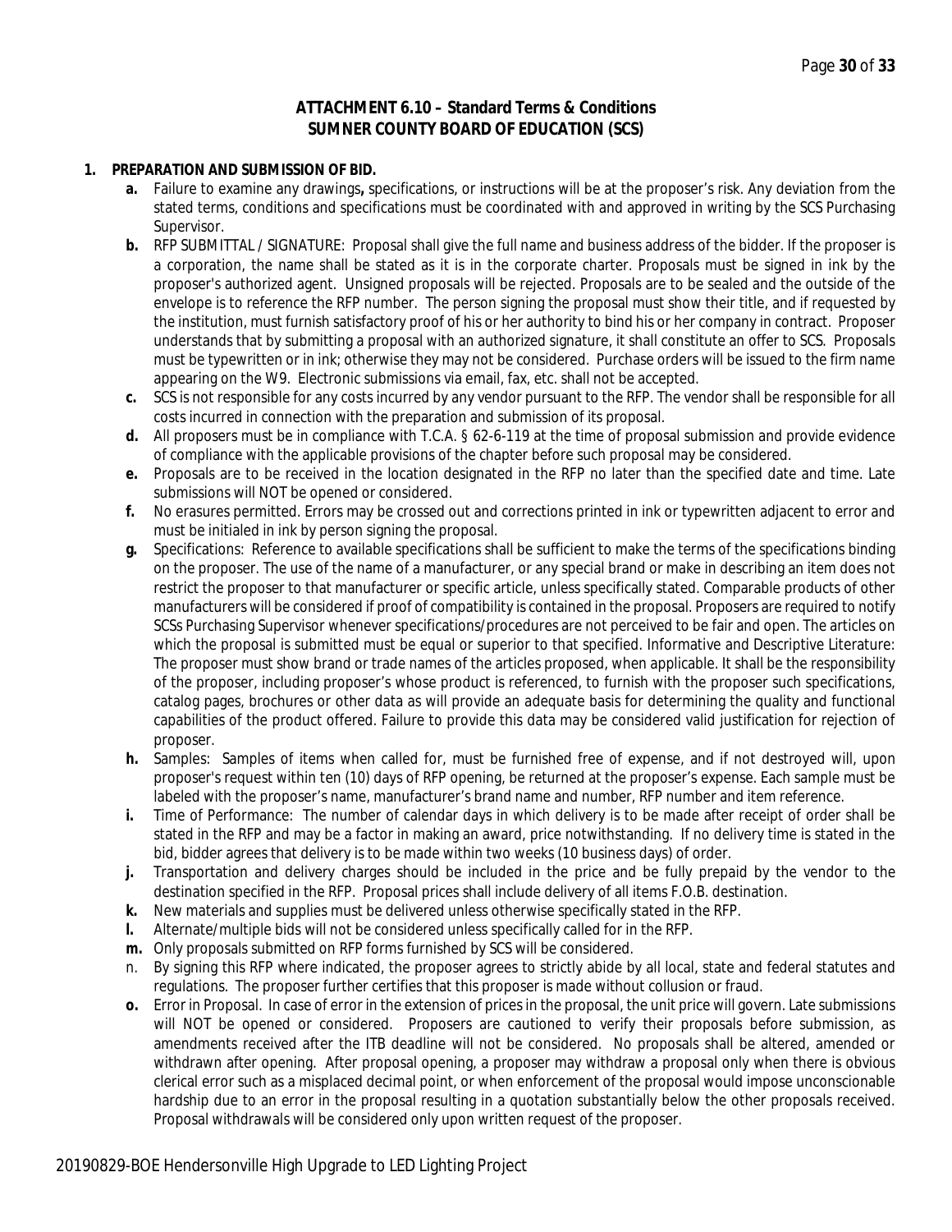## ATTACHMENT 6.10 – Standard Terms & Conditions
## SUMNER COUNTY BOARD OF EDUCATION (SCS)

**1. PREPARATION AND SUBMISSION OF BID.**

- **a.** Failure to examine any drawings**,** specifications, or instructions will be at the proposer's risk. Any deviation from the stated terms, conditions and specifications must be coordinated with and approved in writing by the SCS Purchasing Supervisor.
- **b.** RFP SUBMITTAL / SIGNATURE: Proposal shall give the full name and business address of the bidder. If the proposer is a corporation, the name shall be stated as it is in the corporate charter. Proposals must be signed in ink by the proposer's authorized agent. Unsigned proposals will be rejected. Proposals are to be sealed and the outside of the envelope is to reference the RFP number. The person signing the proposal must show their title, and if requested by the institution, must furnish satisfactory proof of his or her authority to bind his or her company in contract. Proposer understands that by submitting a proposal with an authorized signature, it shall constitute an offer to SCS. Proposals must be typewritten or in ink; otherwise they may not be considered. Purchase orders will be issued to the firm name appearing on the W9. Electronic submissions via email, fax, etc. shall not be accepted.
- **c.** SCS is not responsible for any costs incurred by any vendor pursuant to the RFP. The vendor shall be responsible for all costs incurred in connection with the preparation and submission of its proposal.
- **d.** All proposers must be in compliance with T.C.A. § 62-6-119 at the time of proposal submission and provide evidence of compliance with the applicable provisions of the chapter before such proposal may be considered.
- **e.** Proposals are to be received in the location designated in the RFP no later than the specified date and time. Late submissions will NOT be opened or considered.
- **f.** No erasures permitted. Errors may be crossed out and corrections printed in ink or typewritten adjacent to error and must be initialed in ink by person signing the proposal.
- **g.** Specifications: Reference to available specifications shall be sufficient to make the terms of the specifications binding on the proposer. The use of the name of a manufacturer, or any special brand or make in describing an item does not restrict the proposer to that manufacturer or specific article, unless specifically stated. Comparable products of other manufacturers will be considered if proof of compatibility is contained in the proposal. Proposers are required to notify SCSs Purchasing Supervisor whenever specifications/procedures are not perceived to be fair and open. The articles on which the proposal is submitted must be equal or superior to that specified. Informative and Descriptive Literature: The proposer must show brand or trade names of the articles proposed, when applicable. It shall be the responsibility of the proposer, including proposer's whose product is referenced, to furnish with the proposer such specifications, catalog pages, brochures or other data as will provide an adequate basis for determining the quality and functional capabilities of the product offered. Failure to provide this data may be considered valid justification for rejection of proposer.
- **h.** Samples: Samples of items when called for, must be furnished free of expense, and if not destroyed will, upon proposer's request within ten (10) days of RFP opening, be returned at the proposer's expense. Each sample must be labeled with the proposer's name, manufacturer's brand name and number, RFP number and item reference.
- **i.** Time of Performance: The number of calendar days in which delivery is to be made after receipt of order shall be stated in the RFP and may be a factor in making an award, price notwithstanding. If no delivery time is stated in the bid, bidder agrees that delivery is to be made within two weeks (10 business days) of order.
- **j.** Transportation and delivery charges should be included in the price and be fully prepaid by the vendor to the destination specified in the RFP. Proposal prices shall include delivery of all items F.O.B. destination.
- **k.** New materials and supplies must be delivered unless otherwise specifically stated in the RFP.
- **l.** Alternate/multiple bids will not be considered unless specifically called for in the RFP.
- **m.** Only proposals submitted on RFP forms furnished by SCS will be considered.
- n. By signing this RFP where indicated, the proposer agrees to strictly abide by all local, state and federal statutes and regulations. The proposer further certifies that this proposer is made without collusion or fraud.
- **o.** Error in Proposal. In case of error in the extension of prices in the proposal, the unit price will govern. Late submissions will NOT be opened or considered. Proposers are cautioned to verify their proposals before submission, as amendments received after the ITB deadline will not be considered. No proposals shall be altered, amended or withdrawn after opening. After proposal opening, a proposer may withdraw a proposal only when there is obvious clerical error such as a misplaced decimal point, or when enforcement of the proposal would impose unconscionable hardship due to an error in the proposal resulting in a quotation substantially below the other proposals received. Proposal withdrawals will be considered only upon written request of the proposer.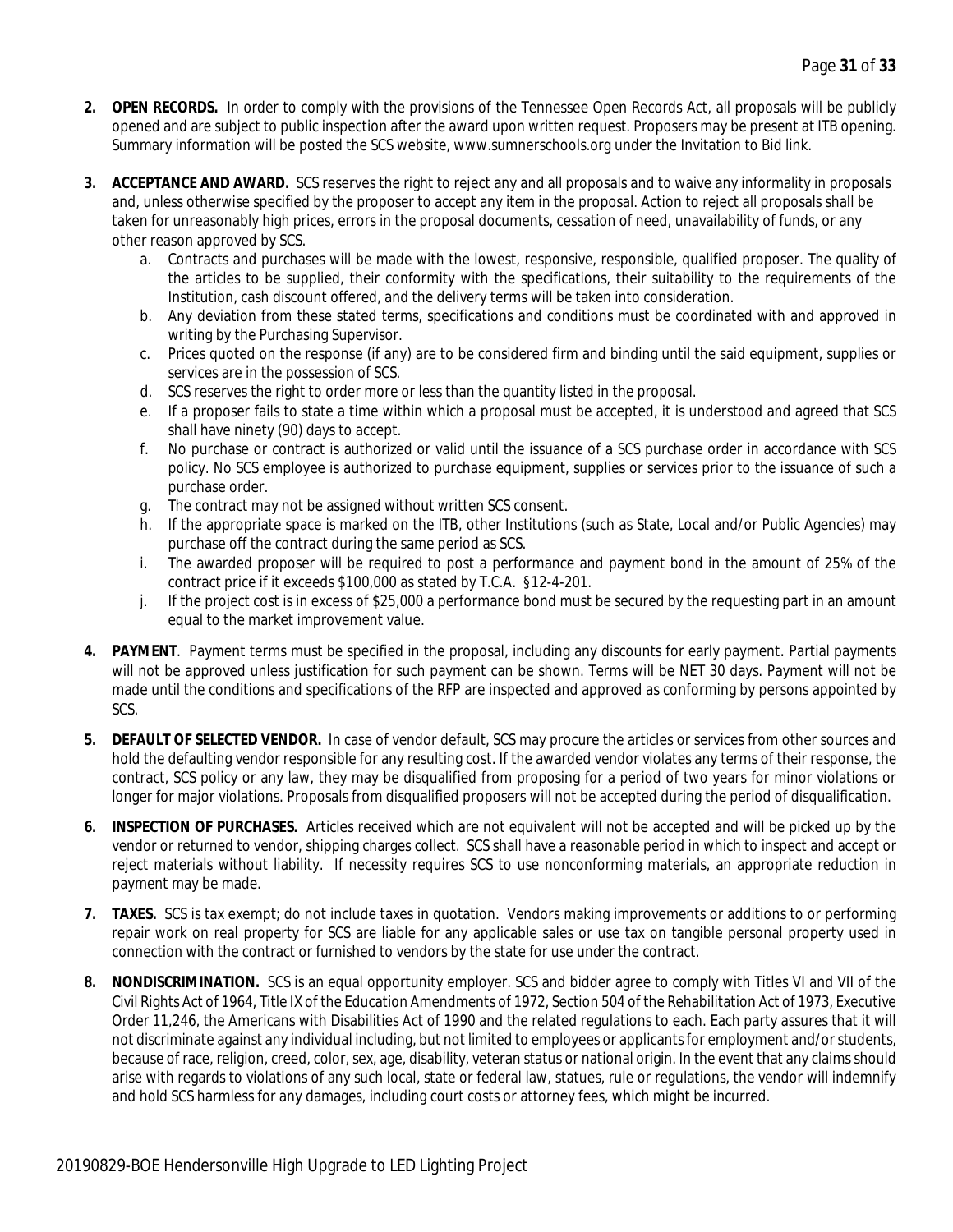2. **OPEN RECORDS.** In order to comply with the provisions of the Tennessee Open Records Act, all proposals will be publicly opened and are subject to public inspection after the award upon written request. Proposers may be present at ITB opening. Summary information will be posted the SCS website, www.sumnerschools.org under the Invitation to Bid link.

3. **ACCEPTANCE AND AWARD.** SCS reserves the right to reject any and all proposals and to waive any informality in proposals and, unless otherwise specified by the proposer to accept any item in the proposal. Action to reject all proposals shall be taken for unreasonably high prices, errors in the proposal documents, cessation of need, unavailability of funds, or any other reason approved by SCS.
   a. Contracts and purchases will be made with the lowest, responsive, responsible, qualified proposer. The quality of the articles to be supplied, their conformity with the specifications, their suitability to the requirements of the Institution, cash discount offered, and the delivery terms will be taken into consideration.
   b. Any deviation from these stated terms, specifications and conditions must be coordinated with and approved in writing by the Purchasing Supervisor.
   c. Prices quoted on the response (if any) are to be considered firm and binding until the said equipment, supplies or services are in the possession of SCS.
   d. SCS reserves the right to order more or less than the quantity listed in the proposal.
   e. If a proposer fails to state a time within which a proposal must be accepted, it is understood and agreed that SCS shall have ninety (90) days to accept.
   f. No purchase or contract is authorized or valid until the issuance of a SCS purchase order in accordance with SCS policy. No SCS employee is authorized to purchase equipment, supplies or services prior to the issuance of such a purchase order.
   g. The contract may not be assigned without written SCS consent.
   h. If the appropriate space is marked on the ITB, other Institutions (such as State, Local and/or Public Agencies) may purchase off the contract during the same period as SCS.
   i. The awarded proposer will be required to post a performance and payment bond in the amount of 25% of the contract price if it exceeds $100,000 as stated by T.C.A. §12-4-201.
   j. If the project cost is in excess of $25,000 a performance bond must be secured by the requesting part in an amount equal to the market improvement value.

4. **PAYMENT**. Payment terms must be specified in the proposal, including any discounts for early payment. Partial payments will not be approved unless justification for such payment can be shown. Terms will be NET 30 days. Payment will not be made until the conditions and specifications of the RFP are inspected and approved as conforming by persons appointed by SCS.

5. **DEFAULT OF SELECTED VENDOR.** In case of vendor default, SCS may procure the articles or services from other sources and hold the defaulting vendor responsible for any resulting cost. If the awarded vendor violates any terms of their response, the contract, SCS policy or any law, they may be disqualified from proposing for a period of two years for minor violations or longer for major violations. Proposals from disqualified proposers will not be accepted during the period of disqualification.

6. **INSPECTION OF PURCHASES.** Articles received which are not equivalent will not be accepted and will be picked up by the vendor or returned to vendor, shipping charges collect. SCS shall have a reasonable period in which to inspect and accept or reject materials without liability. If necessity requires SCS to use nonconforming materials, an appropriate reduction in payment may be made.

7. **TAXES.** SCS is tax exempt; do not include taxes in quotation. Vendors making improvements or additions to or performing repair work on real property for SCS are liable for any applicable sales or use tax on tangible personal property used in connection with the contract or furnished to vendors by the state for use under the contract.

8. **NONDISCRIMINATION.** SCS is an equal opportunity employer. SCS and bidder agree to comply with Titles VI and VII of the Civil Rights Act of 1964, Title IX of the Education Amendments of 1972, Section 504 of the Rehabilitation Act of 1973, Executive Order 11,246, the Americans with Disabilities Act of 1990 and the related regulations to each. Each party assures that it will not discriminate against any individual including, but not limited to employees or applicants for employment and/or students, because of race, religion, creed, color, sex, age, disability, veteran status or national origin. In the event that any claims should arise with regards to violations of any such local, state or federal law, statues, rule or regulations, the vendor will indemnify and hold SCS harmless for any damages, including court costs or attorney fees, which might be incurred.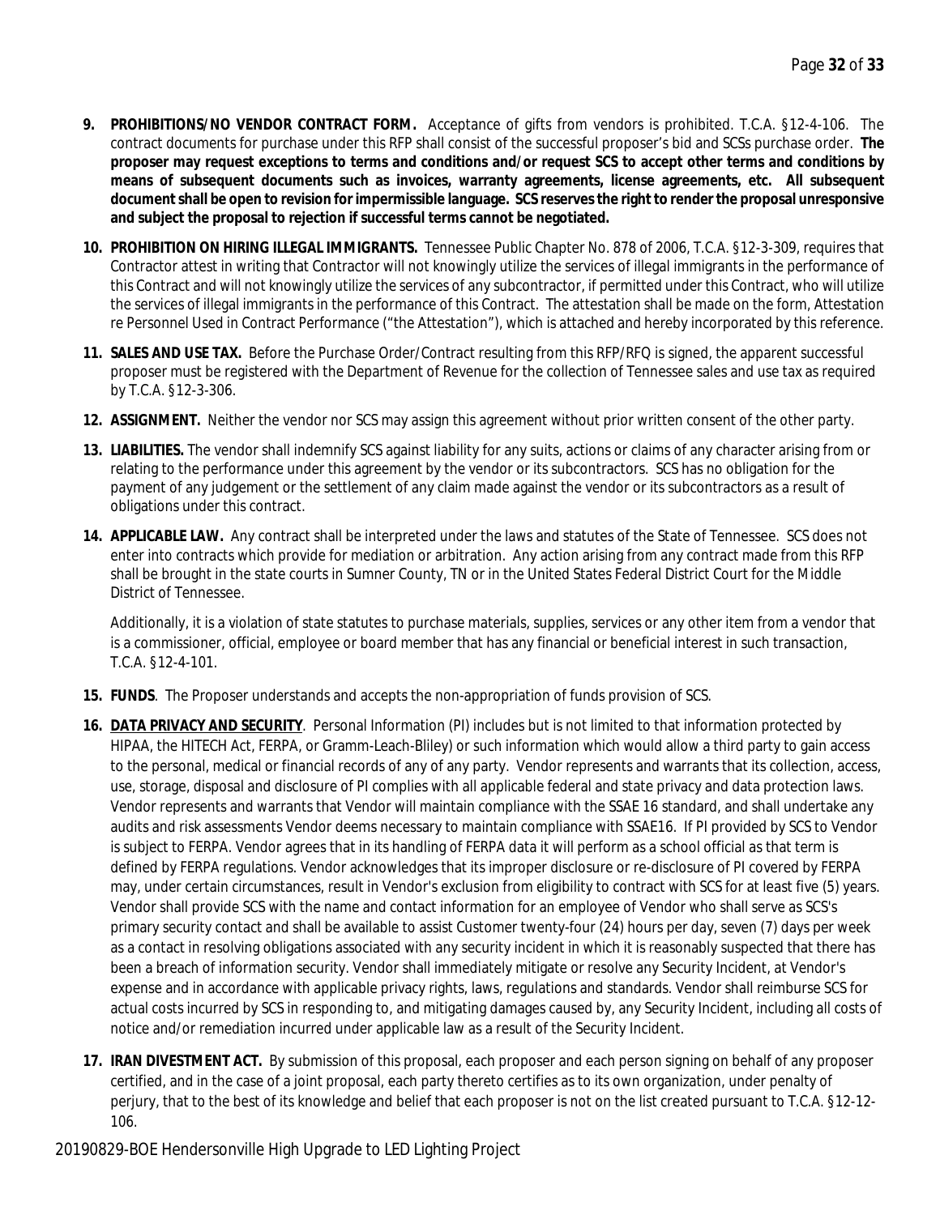9. **PROHIBITIONS/NO VENDOR CONTRACT FORM.** Acceptance of gifts from vendors is prohibited. T.C.A. §12-4-106. The contract documents for purchase under this RFP shall consist of the successful proposer's bid and SCSs purchase order. **The proposer may request exceptions to terms and conditions and/or request SCS to accept other terms and conditions by means of subsequent documents such as invoices, warranty agreements, license agreements, etc. All subsequent document shall be open to revision for impermissible language. SCS reserves the right to render the proposal unresponsive and subject the proposal to rejection if successful terms cannot be negotiated.**

10. **PROHIBITION ON HIRING ILLEGAL IMMIGRANTS.** Tennessee Public Chapter No. 878 of 2006, T.C.A. §12-3-309, requires that Contractor attest in writing that Contractor will not knowingly utilize the services of illegal immigrants in the performance of this Contract and will not knowingly utilize the services of any subcontractor, if permitted under this Contract, who will utilize the services of illegal immigrants in the performance of this Contract. The attestation shall be made on the form, Attestation re Personnel Used in Contract Performance ("the Attestation"), which is attached and hereby incorporated by this reference.

11. **SALES AND USE TAX.** Before the Purchase Order/Contract resulting from this RFP/RFQ is signed, the apparent successful proposer must be registered with the Department of Revenue for the collection of Tennessee sales and use tax as required by T.C.A. §12-3-306.

12. **ASSIGNMENT.** Neither the vendor nor SCS may assign this agreement without prior written consent of the other party.

13. **LIABILITIES.** The vendor shall indemnify SCS against liability for any suits, actions or claims of any character arising from or relating to the performance under this agreement by the vendor or its subcontractors. SCS has no obligation for the payment of any judgement or the settlement of any claim made against the vendor or its subcontractors as a result of obligations under this contract.

14. **APPLICABLE LAW.** Any contract shall be interpreted under the laws and statutes of the State of Tennessee. SCS does not enter into contracts which provide for mediation or arbitration. Any action arising from any contract made from this RFP shall be brought in the state courts in Sumner County, TN or in the United States Federal District Court for the Middle District of Tennessee.

    Additionally, it is a violation of state statutes to purchase materials, supplies, services or any other item from a vendor that is a commissioner, official, employee or board member that has any financial or beneficial interest in such transaction, T.C.A. §12-4-101.

15. **FUNDS**. The Proposer understands and accepts the non-appropriation of funds provision of SCS.

16. **<u>DATA PRIVACY AND SECURITY</u>**. Personal Information (PI) includes but is not limited to that information protected by HIPAA, the HITECH Act, FERPA, or Gramm-Leach-Bliley) or such information which would allow a third party to gain access to the personal, medical or financial records of any of any party. Vendor represents and warrants that its collection, access, use, storage, disposal and disclosure of PI complies with all applicable federal and state privacy and data protection laws. Vendor represents and warrants that Vendor will maintain compliance with the SSAE 16 standard, and shall undertake any audits and risk assessments Vendor deems necessary to maintain compliance with SSAE16. If PI provided by SCS to Vendor is subject to FERPA. Vendor agrees that in its handling of FERPA data it will perform as a school official as that term is defined by FERPA regulations. Vendor acknowledges that its improper disclosure or re-disclosure of PI covered by FERPA may, under certain circumstances, result in Vendor's exclusion from eligibility to contract with SCS for at least five (5) years. Vendor shall provide SCS with the name and contact information for an employee of Vendor who shall serve as SCS's primary security contact and shall be available to assist Customer twenty-four (24) hours per day, seven (7) days per week as a contact in resolving obligations associated with any security incident in which it is reasonably suspected that there has been a breach of information security. Vendor shall immediately mitigate or resolve any Security Incident, at Vendor's expense and in accordance with applicable privacy rights, laws, regulations and standards. Vendor shall reimburse SCS for actual costs incurred by SCS in responding to, and mitigating damages caused by, any Security Incident, including all costs of notice and/or remediation incurred under applicable law as a result of the Security Incident.

17. **IRAN DIVESTMENT ACT.** By submission of this proposal, each proposer and each person signing on behalf of any proposer certified, and in the case of a joint proposal, each party thereto certifies as to its own organization, under penalty of perjury, that to the best of its knowledge and belief that each proposer is not on the list created pursuant to T.C.A. §12-12-106.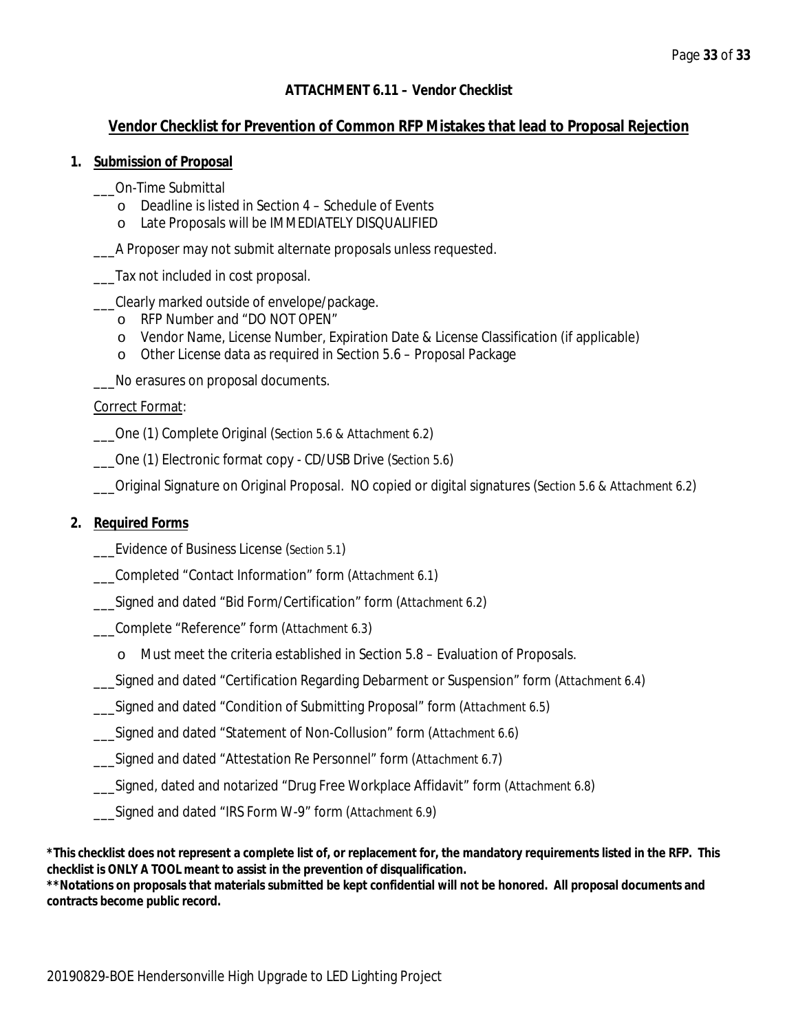**ATTACHMENT 6.11 – Vendor Checklist**

## Vendor Checklist for Prevention of Common RFP Mistakes that lead to Proposal Rejection

**1. Submission of Proposal**

___On-Time Submittal

- o Deadline is listed in Section 4 – Schedule of Events
- o Late Proposals will be IMMEDIATELY DISQUALIFIED

___A Proposer may not submit alternate proposals unless requested.

___Tax not included in cost proposal.

___Clearly marked outside of envelope/package.

- o RFP Number and "DO NOT OPEN"
- o Vendor Name, License Number, Expiration Date & License Classification (if applicable)
- o Other License data as required in Section 5.6 – Proposal Package

___No erasures on proposal documents.

Correct Format:

___One (1) Complete Original (Section 5.6 & Attachment 6.2)

___One (1) Electronic format copy - CD/USB Drive (Section 5.6)

___Original Signature on Original Proposal. NO copied or digital signatures (Section 5.6 & Attachment 6.2)

**2. Required Forms**

___Evidence of Business License (Section 5.1)

___Completed "Contact Information" form (Attachment 6.1)

___Signed and dated "Bid Form/Certification" form (Attachment 6.2)

___Complete "Reference" form (Attachment 6.3)

- o Must meet the criteria established in Section 5.8 – Evaluation of Proposals.

___Signed and dated "Certification Regarding Debarment or Suspension" form (Attachment 6.4)

___Signed and dated "Condition of Submitting Proposal" form (Attachment 6.5)

___Signed and dated "Statement of Non-Collusion" form (Attachment 6.6)

___Signed and dated "Attestation Re Personnel" form (Attachment 6.7)

___Signed, dated and notarized "Drug Free Workplace Affidavit" form (Attachment 6.8)

___Signed and dated "IRS Form W-9" form (Attachment 6.9)

**\*This checklist does not represent a complete list of, or replacement for, the mandatory requirements listed in the RFP. This checklist is ONLY A TOOL meant to assist in the prevention of disqualification.**
**\*\*Notations on proposals that materials submitted be kept confidential will not be honored. All proposal documents and contracts become public record.**

20190829-BOE Hendersonville High Upgrade to LED Lighting Project